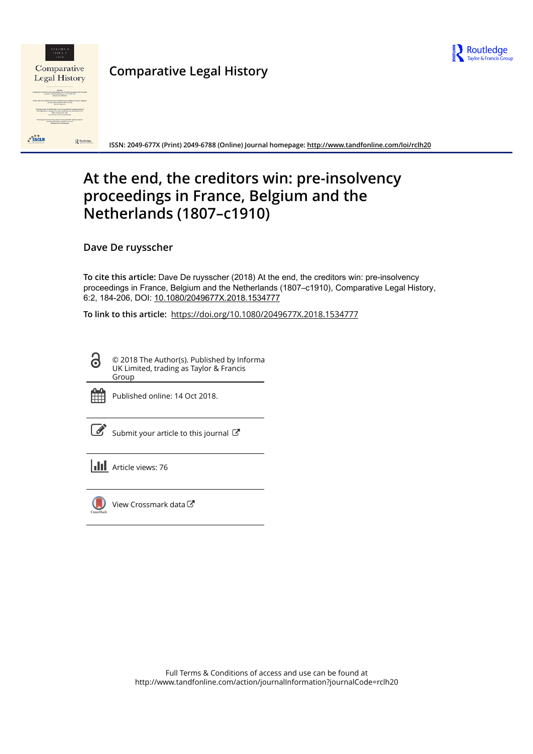Comparative Legal History

ISSN: 2049-677X (Print) 2049-6788 (Online) Journal homepage: http://www.tandfonline.com/loi/rclh20

# At the end, the creditors win: pre-insolvency proceedings in France, Belgium and the Netherlands (1807–c1910)

Dave De ruysscher

**To cite this article:** Dave De ruysscher (2018) At the end, the creditors win: pre-insolvency proceedings in France, Belgium and the Netherlands (1807–c1910), Comparative Legal History, 6:2, 184-206, DOI: 10.1080/2049677X.2018.1534777

**To link to this article:** https://doi.org/10.1080/2049677X.2018.1534777

© 2018 The Author(s). Published by Informa UK Limited, trading as Taylor & Francis Group

Published online: 14 Oct 2018.

Submit your article to this journal

Article views: 76

View Crossmark data

Full Terms & Conditions of access and use can be found at http://www.tandfonline.com/action/journalInformation?journalCode=rclh20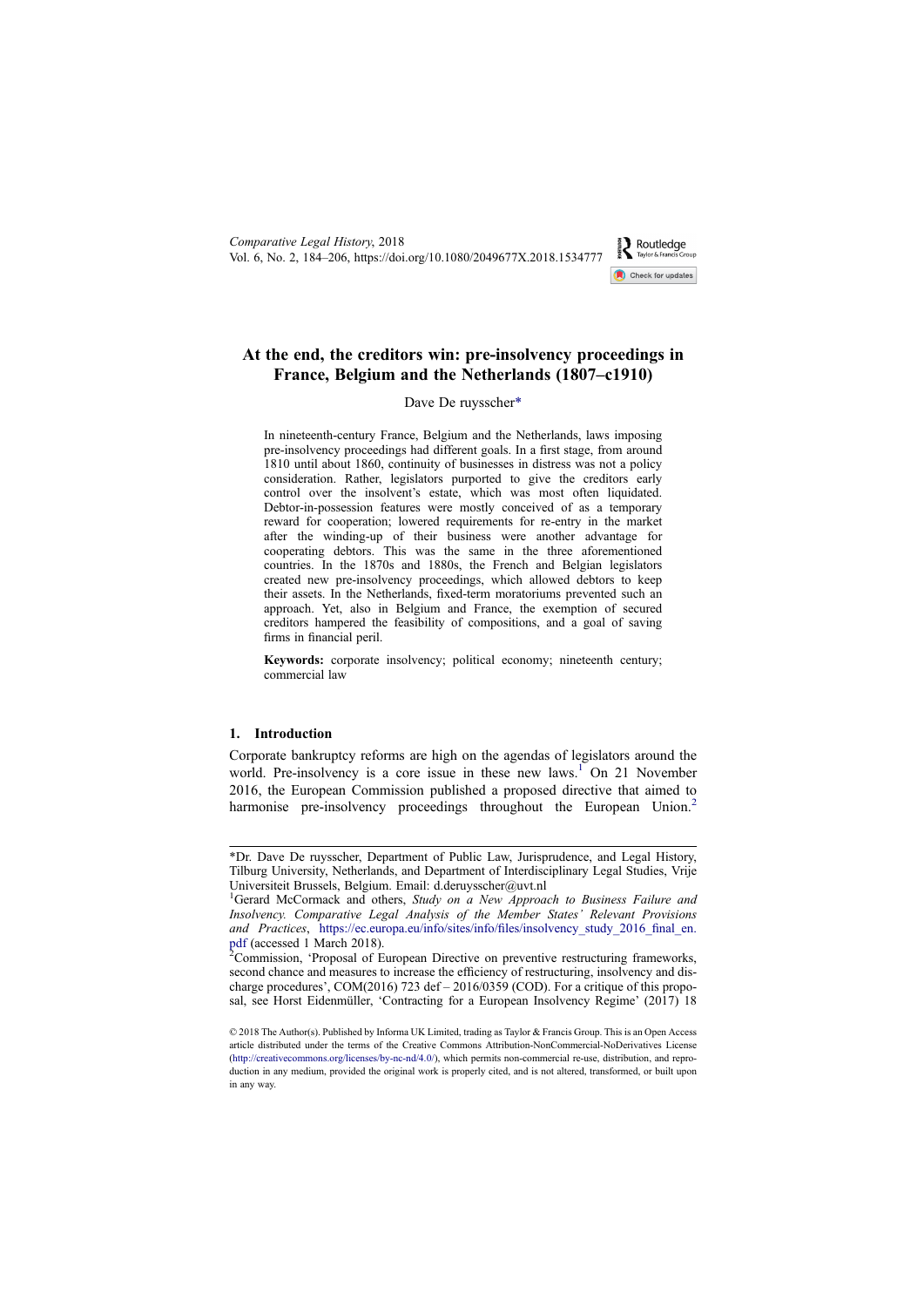# At the end, the creditors win: pre-insolvency proceedings in France, Belgium and the Netherlands (1807–c1910)

Dave De ruysscher*

In nineteenth-century France, Belgium and the Netherlands, laws imposing pre-insolvency proceedings had different goals. In a first stage, from around 1810 until about 1860, continuity of businesses in distress was not a policy consideration. Rather, legislators purported to give the creditors early control over the insolvent's estate, which was most often liquidated. Debtor-in-possession features were mostly conceived of as a temporary reward for cooperation; lowered requirements for re-entry in the market after the winding-up of their business were another advantage for cooperating debtors. This was the same in the three aforementioned countries. In the 1870s and 1880s, the French and Belgian legislators created new pre-insolvency proceedings, which allowed debtors to keep their assets. In the Netherlands, fixed-term moratoriums prevented such an approach. Yet, also in Belgium and France, the exemption of secured creditors hampered the feasibility of compositions, and a goal of saving firms in financial peril.

**Keywords:** corporate insolvency; political economy; nineteenth century; commercial law

## 1. Introduction

Corporate bankruptcy reforms are high on the agendas of legislators around the world. Pre-insolvency is a core issue in these new laws.[1] On 21 November 2016, the European Commission published a proposed directive that aimed to harmonise pre-insolvency proceedings throughout the European Union.[2]

---

*Dr. Dave De ruysscher, Department of Public Law, Jurisprudence, and Legal History, Tilburg University, Netherlands, and Department of Interdisciplinary Legal Studies, Vrije Universiteit Brussels, Belgium. Email: d.deruysscher@uvt.nl

[1]Gerard McCormack and others, *Study on a New Approach to Business Failure and Insolvency. Comparative Legal Analysis of the Member States' Relevant Provisions and Practices*, https://ec.europa.eu/info/sites/info/files/insolvency_study_2016_final_en.pdf (accessed 1 March 2018).

[2]Commission, 'Proposal of European Directive on preventive restructuring frameworks, second chance and measures to increase the efficiency of restructuring, insolvency and discharge procedures', COM(2016) 723 def – 2016/0359 (COD). For a critique of this proposal, see Horst Eidenmüller, 'Contracting for a European Insolvency Regime' (2017) 18

© 2018 The Author(s). Published by Informa UK Limited, trading as Taylor & Francis Group. This is an Open Access article distributed under the terms of the Creative Commons Attribution-NonCommercial-NoDerivatives License (http://creativecommons.org/licenses/by-nc-nd/4.0/), which permits non-commercial re-use, distribution, and reproduction in any medium, provided the original work is properly cited, and is not altered, transformed, or built upon in any way.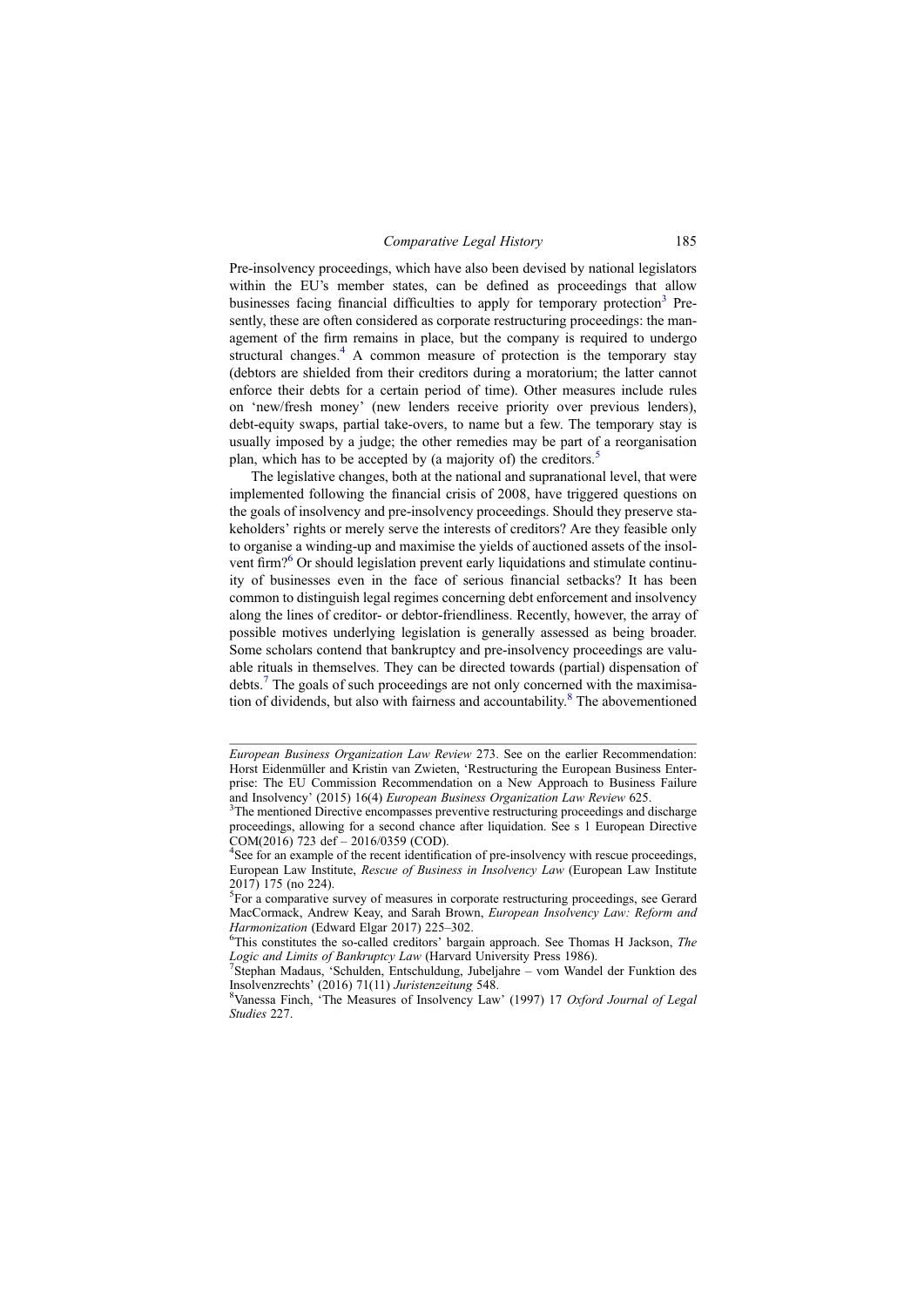Pre-insolvency proceedings, which have also been devised by national legislators within the EU's member states, can be defined as proceedings that allow businesses facing financial difficulties to apply for temporary protection[3] Presently, these are often considered as corporate restructuring proceedings: the management of the firm remains in place, but the company is required to undergo structural changes.[4] A common measure of protection is the temporary stay (debtors are shielded from their creditors during a moratorium; the latter cannot enforce their debts for a certain period of time). Other measures include rules on 'new/fresh money' (new lenders receive priority over previous lenders), debt-equity swaps, partial take-overs, to name but a few. The temporary stay is usually imposed by a judge; the other remedies may be part of a reorganisation plan, which has to be accepted by (a majority of) the creditors.[5]

The legislative changes, both at the national and supranational level, that were implemented following the financial crisis of 2008, have triggered questions on the goals of insolvency and pre-insolvency proceedings. Should they preserve stakeholders' rights or merely serve the interests of creditors? Are they feasible only to organise a winding-up and maximise the yields of auctioned assets of the insolvent firm?[6] Or should legislation prevent early liquidations and stimulate continuity of businesses even in the face of serious financial setbacks? It has been common to distinguish legal regimes concerning debt enforcement and insolvency along the lines of creditor- or debtor-friendliness. Recently, however, the array of possible motives underlying legislation is generally assessed as being broader. Some scholars contend that bankruptcy and pre-insolvency proceedings are valuable rituals in themselves. They can be directed towards (partial) dispensation of debts.[7] The goals of such proceedings are not only concerned with the maximisation of dividends, but also with fairness and accountability.[8] The abovementioned

---

*European Business Organization Law Review* 273. See on the earlier Recommendation: Horst Eidenmüller and Kristin van Zwieten, 'Restructuring the European Business Enterprise: The EU Commission Recommendation on a New Approach to Business Failure and Insolvency' (2015) 16(4) *European Business Organization Law Review* 625.

[3]The mentioned Directive encompasses preventive restructuring proceedings and discharge proceedings, allowing for a second chance after liquidation. See s 1 European Directive COM(2016) 723 def – 2016/0359 (COD).

[4]See for an example of the recent identification of pre-insolvency with rescue proceedings, European Law Institute, *Rescue of Business in Insolvency Law* (European Law Institute 2017) 175 (no 224).

[5]For a comparative survey of measures in corporate restructuring proceedings, see Gerard MacCormack, Andrew Keay, and Sarah Brown, *European Insolvency Law: Reform and Harmonization* (Edward Elgar 2017) 225–302.

[6]This constitutes the so-called creditors' bargain approach. See Thomas H Jackson, *The Logic and Limits of Bankruptcy Law* (Harvard University Press 1986).

[7]Stephan Madaus, 'Schulden, Entschuldung, Jubeljahre – vom Wandel der Funktion des Insolvenzrechts' (2016) 71(11) *Juristenzeitung* 548.

[8]Vanessa Finch, 'The Measures of Insolvency Law' (1997) 17 *Oxford Journal of Legal Studies* 227.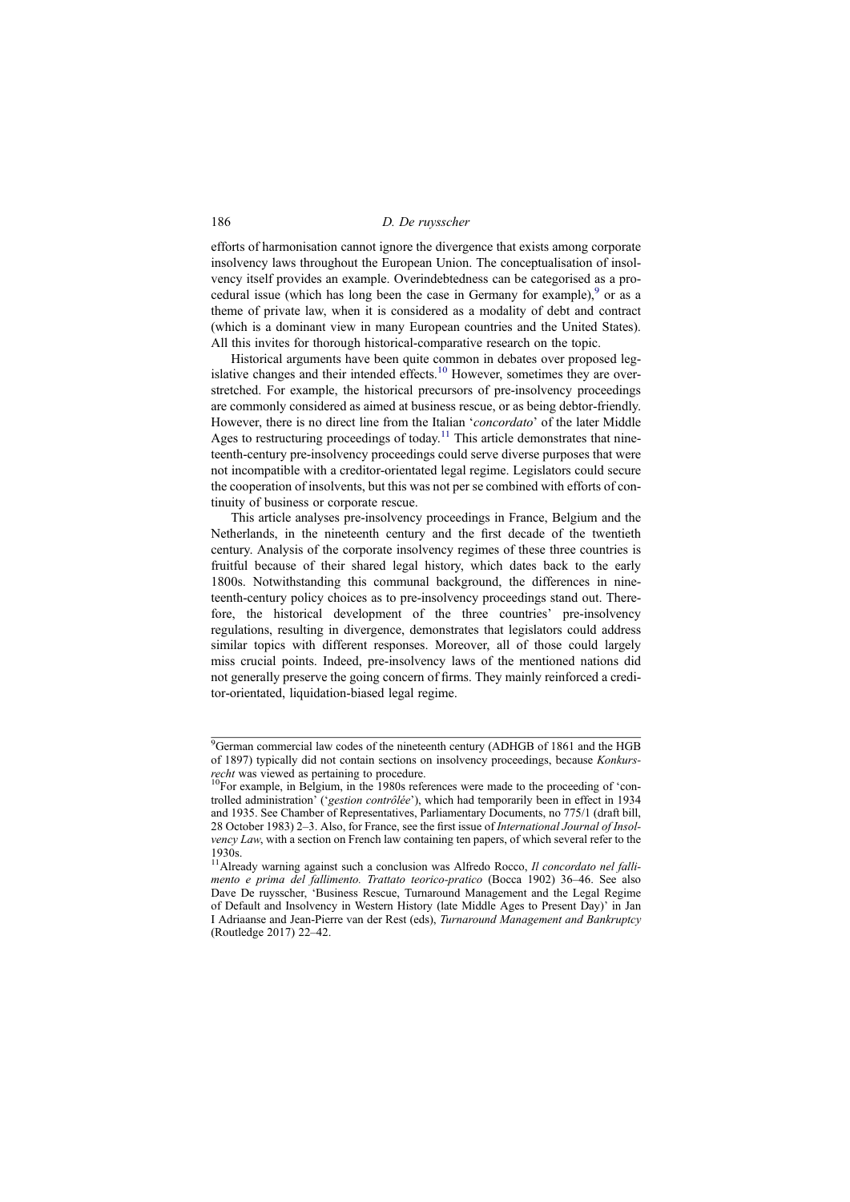efforts of harmonisation cannot ignore the divergence that exists among corporate insolvency laws throughout the European Union. The conceptualisation of insolvency itself provides an example. Overindebtedness can be categorised as a procedural issue (which has long been the case in Germany for example),[9] or as a theme of private law, when it is considered as a modality of debt and contract (which is a dominant view in many European countries and the United States). All this invites for thorough historical-comparative research on the topic.

Historical arguments have been quite common in debates over proposed legislative changes and their intended effects.[10] However, sometimes they are overstretched. For example, the historical precursors of pre-insolvency proceedings are commonly considered as aimed at business rescue, or as being debtor-friendly. However, there is no direct line from the Italian '*concordato*' of the later Middle Ages to restructuring proceedings of today.[11] This article demonstrates that nineteenth-century pre-insolvency proceedings could serve diverse purposes that were not incompatible with a creditor-orientated legal regime. Legislators could secure the cooperation of insolvents, but this was not per se combined with efforts of continuity of business or corporate rescue.

This article analyses pre-insolvency proceedings in France, Belgium and the Netherlands, in the nineteenth century and the first decade of the twentieth century. Analysis of the corporate insolvency regimes of these three countries is fruitful because of their shared legal history, which dates back to the early 1800s. Notwithstanding this communal background, the differences in nineteenth-century policy choices as to pre-insolvency proceedings stand out. Therefore, the historical development of the three countries' pre-insolvency regulations, resulting in divergence, demonstrates that legislators could address similar topics with different responses. Moreover, all of those could largely miss crucial points. Indeed, pre-insolvency laws of the mentioned nations did not generally preserve the going concern of firms. They mainly reinforced a creditor-orientated, liquidation-biased legal regime.

---

[9] German commercial law codes of the nineteenth century (ADHGB of 1861 and the HGB of 1897) typically did not contain sections on insolvency proceedings, because *Konkursrecht* was viewed as pertaining to procedure.

[10] For example, in Belgium, in the 1980s references were made to the proceeding of 'controlled administration' ('*gestion contrôlée*'), which had temporarily been in effect in 1934 and 1935. See Chamber of Representatives, Parliamentary Documents, no 775/1 (draft bill, 28 October 1983) 2–3. Also, for France, see the first issue of *International Journal of Insolvency Law*, with a section on French law containing ten papers, of which several refer to the 1930s.

[11] Already warning against such a conclusion was Alfredo Rocco, *Il concordato nel fallimento e prima del fallimento. Trattato teorico-pratico* (Bocca 1902) 36–46. See also Dave De ruysscher, 'Business Rescue, Turnaround Management and the Legal Regime of Default and Insolvency in Western History (late Middle Ages to Present Day)' in Jan I Adriaanse and Jean-Pierre van der Rest (eds), *Turnaround Management and Bankruptcy* (Routledge 2017) 22–42.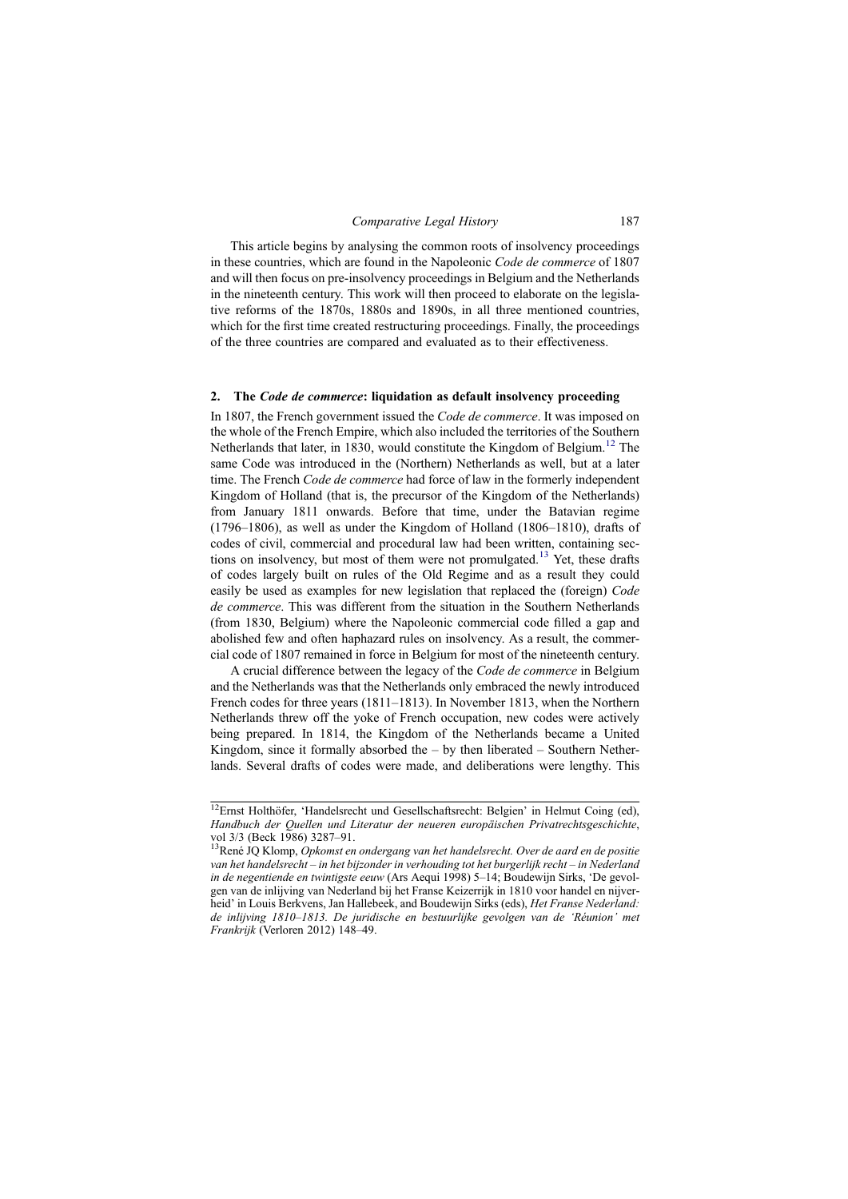This article begins by analysing the common roots of insolvency proceedings in these countries, which are found in the Napoleonic *Code de commerce* of 1807 and will then focus on pre-insolvency proceedings in Belgium and the Netherlands in the nineteenth century. This work will then proceed to elaborate on the legislative reforms of the 1870s, 1880s and 1890s, in all three mentioned countries, which for the first time created restructuring proceedings. Finally, the proceedings of the three countries are compared and evaluated as to their effectiveness.

## 2. The *Code de commerce*: liquidation as default insolvency proceeding

In 1807, the French government issued the *Code de commerce*. It was imposed on the whole of the French Empire, which also included the territories of the Southern Netherlands that later, in 1830, would constitute the Kingdom of Belgium.[12] The same Code was introduced in the (Northern) Netherlands as well, but at a later time. The French *Code de commerce* had force of law in the formerly independent Kingdom of Holland (that is, the precursor of the Kingdom of the Netherlands) from January 1811 onwards. Before that time, under the Batavian regime (1796–1806), as well as under the Kingdom of Holland (1806–1810), drafts of codes of civil, commercial and procedural law had been written, containing sections on insolvency, but most of them were not promulgated.[13] Yet, these drafts of codes largely built on rules of the Old Regime and as a result they could easily be used as examples for new legislation that replaced the (foreign) *Code de commerce*. This was different from the situation in the Southern Netherlands (from 1830, Belgium) where the Napoleonic commercial code filled a gap and abolished few and often haphazard rules on insolvency. As a result, the commercial code of 1807 remained in force in Belgium for most of the nineteenth century.

A crucial difference between the legacy of the *Code de commerce* in Belgium and the Netherlands was that the Netherlands only embraced the newly introduced French codes for three years (1811–1813). In November 1813, when the Northern Netherlands threw off the yoke of French occupation, new codes were actively being prepared. In 1814, the Kingdom of the Netherlands became a United Kingdom, since it formally absorbed the – by then liberated – Southern Netherlands. Several drafts of codes were made, and deliberations were lengthy. This

[12] Ernst Holthöfer, 'Handelsrecht und Gesellschaftsrecht: Belgien' in Helmut Coing (ed), *Handbuch der Quellen und Literatur der neueren europäischen Privatrechtsgeschichte*, vol 3/3 (Beck 1986) 3287–91.

[13] René JQ Klomp, *Opkomst en ondergang van het handelsrecht. Over de aard en de positie van het handelsrecht – in het bijzonder in verhouding tot het burgerlijk recht – in Nederland in de negentiende en twintigste eeuw* (Ars Aequi 1998) 5–14; Boudewijn Sirks, 'De gevolgen van de inlijving van Nederland bij het Franse Keizerrijk in 1810 voor handel en nijverheid' in Louis Berkvens, Jan Hallebeek, and Boudewijn Sirks (eds), *Het Franse Nederland: de inlijving 1810–1813. De juridische en bestuurlijke gevolgen van de 'Réunion' met Frankrijk* (Verloren 2012) 148–49.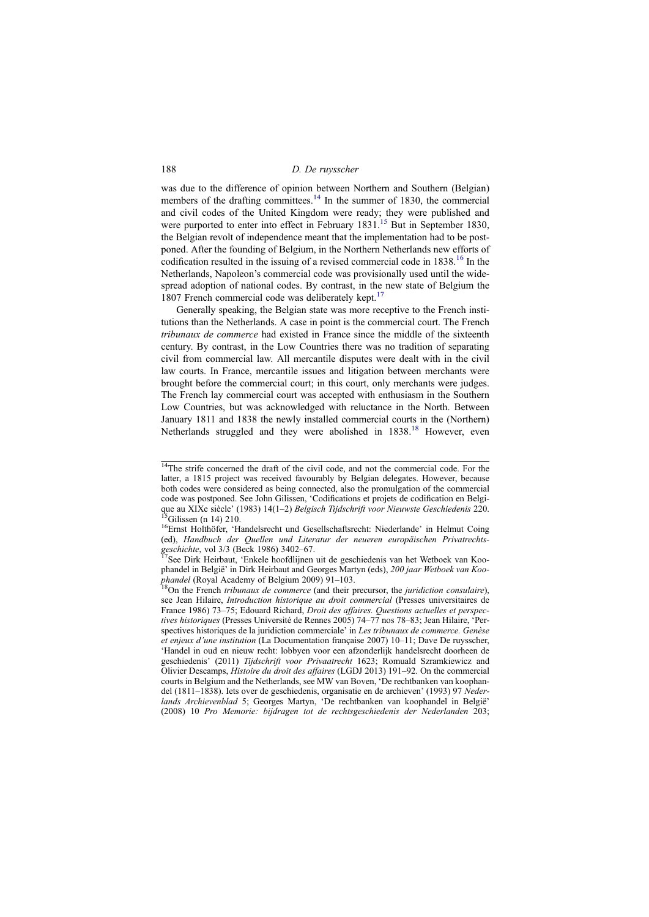was due to the difference of opinion between Northern and Southern (Belgian) members of the drafting committees.[14] In the summer of 1830, the commercial and civil codes of the United Kingdom were ready; they were published and were purported to enter into effect in February 1831.[15] But in September 1830, the Belgian revolt of independence meant that the implementation had to be postponed. After the founding of Belgium, in the Northern Netherlands new efforts of codification resulted in the issuing of a revised commercial code in 1838.[16] In the Netherlands, Napoleon's commercial code was provisionally used until the widespread adoption of national codes. By contrast, in the new state of Belgium the 1807 French commercial code was deliberately kept.[17]

Generally speaking, the Belgian state was more receptive to the French institutions than the Netherlands. A case in point is the commercial court. The French *tribunaux de commerce* had existed in France since the middle of the sixteenth century. By contrast, in the Low Countries there was no tradition of separating civil from commercial law. All mercantile disputes were dealt with in the civil law courts. In France, mercantile issues and litigation between merchants were brought before the commercial court; in this court, only merchants were judges. The French lay commercial court was accepted with enthusiasm in the Southern Low Countries, but was acknowledged with reluctance in the North. Between January 1811 and 1838 the newly installed commercial courts in the (Northern) Netherlands struggled and they were abolished in 1838.[18] However, even

---

[14]The strife concerned the draft of the civil code, and not the commercial code. For the latter, a 1815 project was received favourably by Belgian delegates. However, because both codes were considered as being connected, also the promulgation of the commercial code was postponed. See John Gilissen, 'Codifications et projets de codification en Belgique au XIXe siècle' (1983) 14(1–2) *Belgisch Tijdschrift voor Nieuwste Geschiedenis* 220.

[15]Gilissen (n 14) 210.

[16]Ernst Holthöfer, 'Handelsrecht und Gesellschaftsrecht: Niederlande' in Helmut Coing (ed), *Handbuch der Quellen und Literatur der neueren europäischen Privatrechtsgeschichte*, vol 3/3 (Beck 1986) 3402–67.

[17]See Dirk Heirbaut, 'Enkele hoofdlijnen uit de geschiedenis van het Wetboek van Koophandel in België' in Dirk Heirbaut and Georges Martyn (eds), *200 jaar Wetboek van Koophandel* (Royal Academy of Belgium 2009) 91–103.

[18]On the French *tribunaux de commerce* (and their precursor, the *juridiction consulaire*), see Jean Hilaire, *Introduction historique au droit commercial* (Presses universitaires de France 1986) 73–75; Edouard Richard, *Droit des affaires. Questions actuelles et perspectives historiques* (Presses Université de Rennes 2005) 74–77 nos 78–83; Jean Hilaire, 'Perspectives historiques de la juridiction commerciale' in *Les tribunaux de commerce. Genèse et enjeux d'une institution* (La Documentation française 2007) 10–11; Dave De ruysscher, 'Handel in oud en nieuw recht: lobbyen voor een afzonderlijk handelsrecht doorheen de geschiedenis' (2011) *Tijdschrift voor Privaatrecht* 1623; Romuald Szramkiewicz and Olivier Descamps, *Histoire du droit des affaires* (LGDJ 2013) 191–92. On the commercial courts in Belgium and the Netherlands, see MW van Boven, 'De rechtbanken van koophandel (1811–1838). Iets over de geschiedenis, organisatie en de archieven' (1993) 97 *Nederlands Archievenblad* 5; Georges Martyn, 'De rechtbanken van koophandel in België' (2008) 10 *Pro Memorie: bijdragen tot de rechtsgeschiedenis der Nederlanden* 203;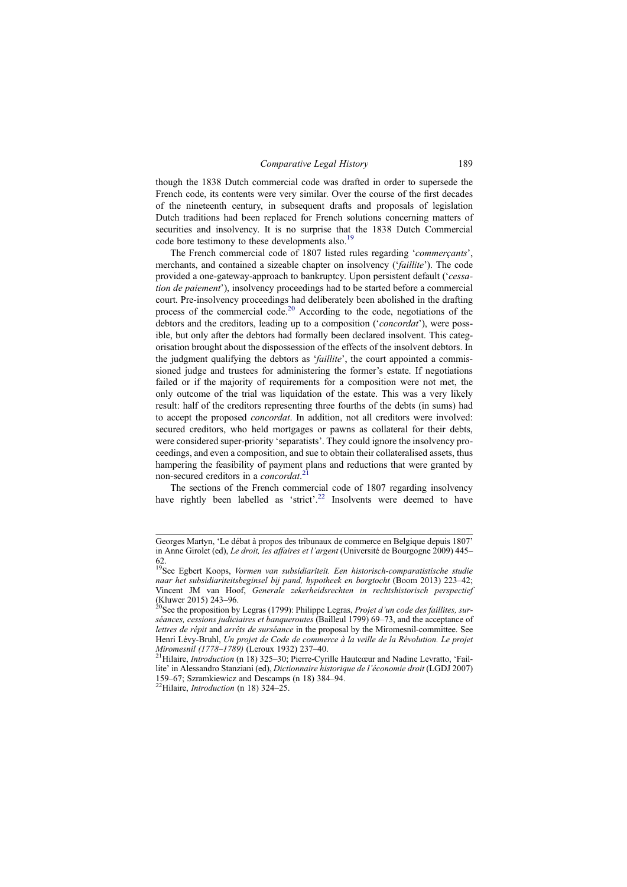though the 1838 Dutch commercial code was drafted in order to supersede the French code, its contents were very similar. Over the course of the first decades of the nineteenth century, in subsequent drafts and proposals of legislation Dutch traditions had been replaced for French solutions concerning matters of securities and insolvency. It is no surprise that the 1838 Dutch Commercial code bore testimony to these developments also.[19]

The French commercial code of 1807 listed rules regarding '*commerçants*', merchants, and contained a sizeable chapter on insolvency ('*faillite*'). The code provided a one-gateway-approach to bankruptcy. Upon persistent default ('*cessation de paiement*'), insolvency proceedings had to be started before a commercial court. Pre-insolvency proceedings had deliberately been abolished in the drafting process of the commercial code.[20] According to the code, negotiations of the debtors and the creditors, leading up to a composition ('*concordat*'), were possible, but only after the debtors had formally been declared insolvent. This categorisation brought about the dispossession of the effects of the insolvent debtors. In the judgment qualifying the debtors as '*faillite*', the court appointed a commissioned judge and trustees for administering the former's estate. If negotiations failed or if the majority of requirements for a composition were not met, the only outcome of the trial was liquidation of the estate. This was a very likely result: half of the creditors representing three fourths of the debts (in sums) had to accept the proposed *concordat*. In addition, not all creditors were involved: secured creditors, who held mortgages or pawns as collateral for their debts, were considered super-priority 'separatists'. They could ignore the insolvency proceedings, and even a composition, and sue to obtain their collateralised assets, thus hampering the feasibility of payment plans and reductions that were granted by non-secured creditors in a *concordat*.[21]

The sections of the French commercial code of 1807 regarding insolvency have rightly been labelled as 'strict'.[22] Insolvents were deemed to have

---

Georges Martyn, 'Le débat à propos des tribunaux de commerce en Belgique depuis 1807' in Anne Girolet (ed), *Le droit, les affaires et l'argent* (Université de Bourgogne 2009) 445–62.

[19]See Egbert Koops, *Vormen van subsidiariteit. Een historisch-comparatistische studie naar het subsidiariteitsbeginsel bij pand, hypotheek en borgtocht* (Boom 2013) 223–42; Vincent JM van Hoof, *Generale zekerheidsrechten in rechtshistorisch perspectief* (Kluwer 2015) 243–96.

[20]See the proposition by Legras (1799): Philippe Legras, *Projet d'un code des faillites, surséances, cessions judiciaires et banqueroutes* (Bailleul 1799) 69–73, and the acceptance of *lettres de répit* and *arrêts de surséance* in the proposal by the Miromesnil-committee. See Henri Lévy-Bruhl, *Un projet de Code de commerce à la veille de la Révolution. Le projet Miromesnil (1778–1789)* (Leroux 1932) 237–40.

[21]Hilaire, *Introduction* (n 18) 325–30; Pierre-Cyrille Hautcœur and Nadine Levratto, 'Faillite' in Alessandro Stanziani (ed), *Dictionnaire historique de l'économie droit* (LGDJ 2007) 159–67; Szramkiewicz and Descamps (n 18) 384–94.

[22]Hilaire, *Introduction* (n 18) 324–25.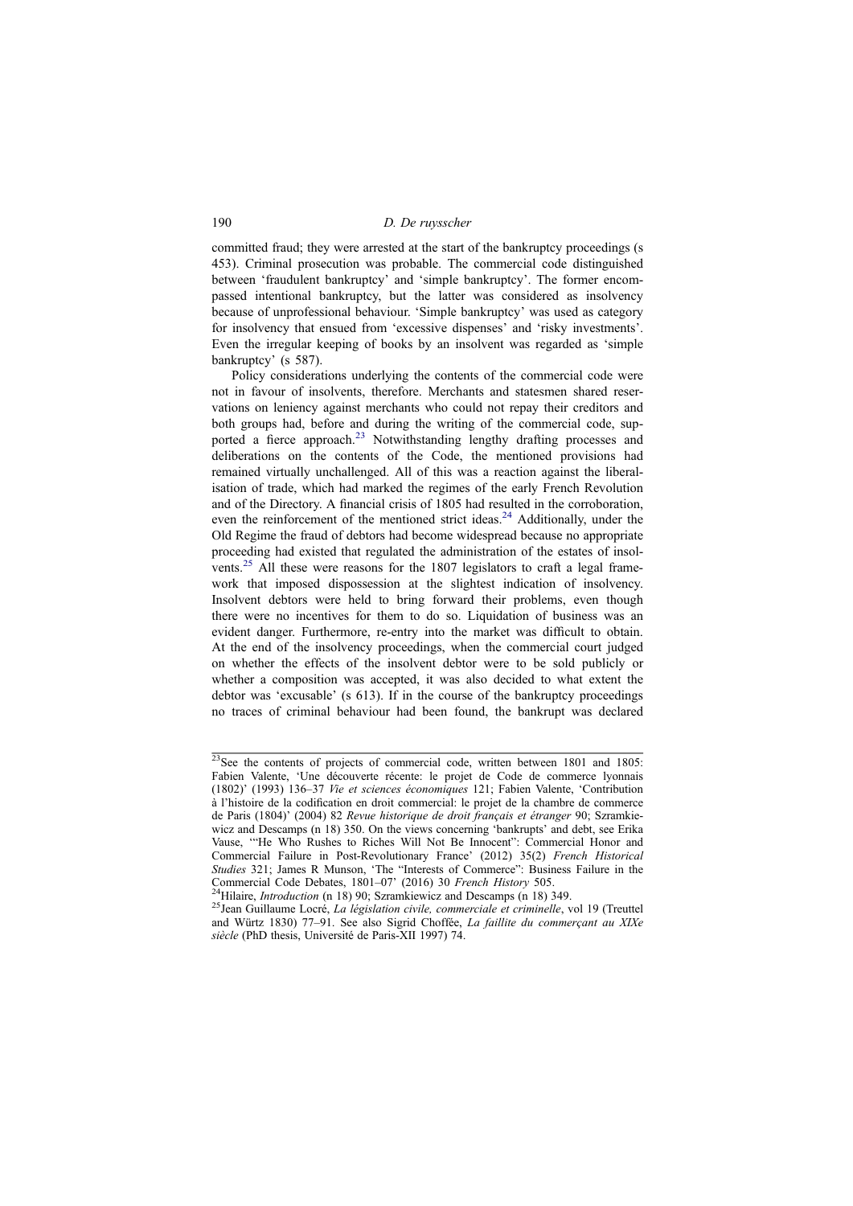committed fraud; they were arrested at the start of the bankruptcy proceedings (s 453). Criminal prosecution was probable. The commercial code distinguished between 'fraudulent bankruptcy' and 'simple bankruptcy'. The former encompassed intentional bankruptcy, but the latter was considered as insolvency because of unprofessional behaviour. 'Simple bankruptcy' was used as category for insolvency that ensued from 'excessive dispenses' and 'risky investments'. Even the irregular keeping of books by an insolvent was regarded as 'simple bankruptcy' (s 587).

Policy considerations underlying the contents of the commercial code were not in favour of insolvents, therefore. Merchants and statesmen shared reservations on leniency against merchants who could not repay their creditors and both groups had, before and during the writing of the commercial code, supported a fierce approach.[23] Notwithstanding lengthy drafting processes and deliberations on the contents of the Code, the mentioned provisions had remained virtually unchallenged. All of this was a reaction against the liberalisation of trade, which had marked the regimes of the early French Revolution and of the Directory. A financial crisis of 1805 had resulted in the corroboration, even the reinforcement of the mentioned strict ideas.[24] Additionally, under the Old Regime the fraud of debtors had become widespread because no appropriate proceeding had existed that regulated the administration of the estates of insolvents.[25] All these were reasons for the 1807 legislators to craft a legal framework that imposed dispossession at the slightest indication of insolvency. Insolvent debtors were held to bring forward their problems, even though there were no incentives for them to do so. Liquidation of business was an evident danger. Furthermore, re-entry into the market was difficult to obtain. At the end of the insolvency proceedings, when the commercial court judged on whether the effects of the insolvent debtor were to be sold publicly or whether a composition was accepted, it was also decided to what extent the debtor was 'excusable' (s 613). If in the course of the bankruptcy proceedings no traces of criminal behaviour had been found, the bankrupt was declared

---

[23] See the contents of projects of commercial code, written between 1801 and 1805: Fabien Valente, 'Une découverte récente: le projet de Code de commerce lyonnais (1802)' (1993) 136–37 *Vie et sciences économiques* 121; Fabien Valente, 'Contribution à l'histoire de la codification en droit commercial: le projet de la chambre de commerce de Paris (1804)' (2004) 82 *Revue historique de droit français et étranger* 90; Szramkiewicz and Descamps (n 18) 350. On the views concerning 'bankrupts' and debt, see Erika Vause, '"He Who Rushes to Riches Will Not Be Innocent": Commercial Honor and Commercial Failure in Post-Revolutionary France' (2012) 35(2) *French Historical Studies* 321; James R Munson, 'The "Interests of Commerce": Business Failure in the Commercial Code Debates, 1801–07' (2016) 30 *French History* 505.

[24] Hilaire, *Introduction* (n 18) 90; Szramkiewicz and Descamps (n 18) 349.

[25] Jean Guillaume Locré, *La législation civile, commerciale et criminelle*, vol 19 (Treuttel and Würtz 1830) 77–91. See also Sigrid Choffée, *La faillite du commerçant au XIXe siècle* (PhD thesis, Université de Paris-XII 1997) 74.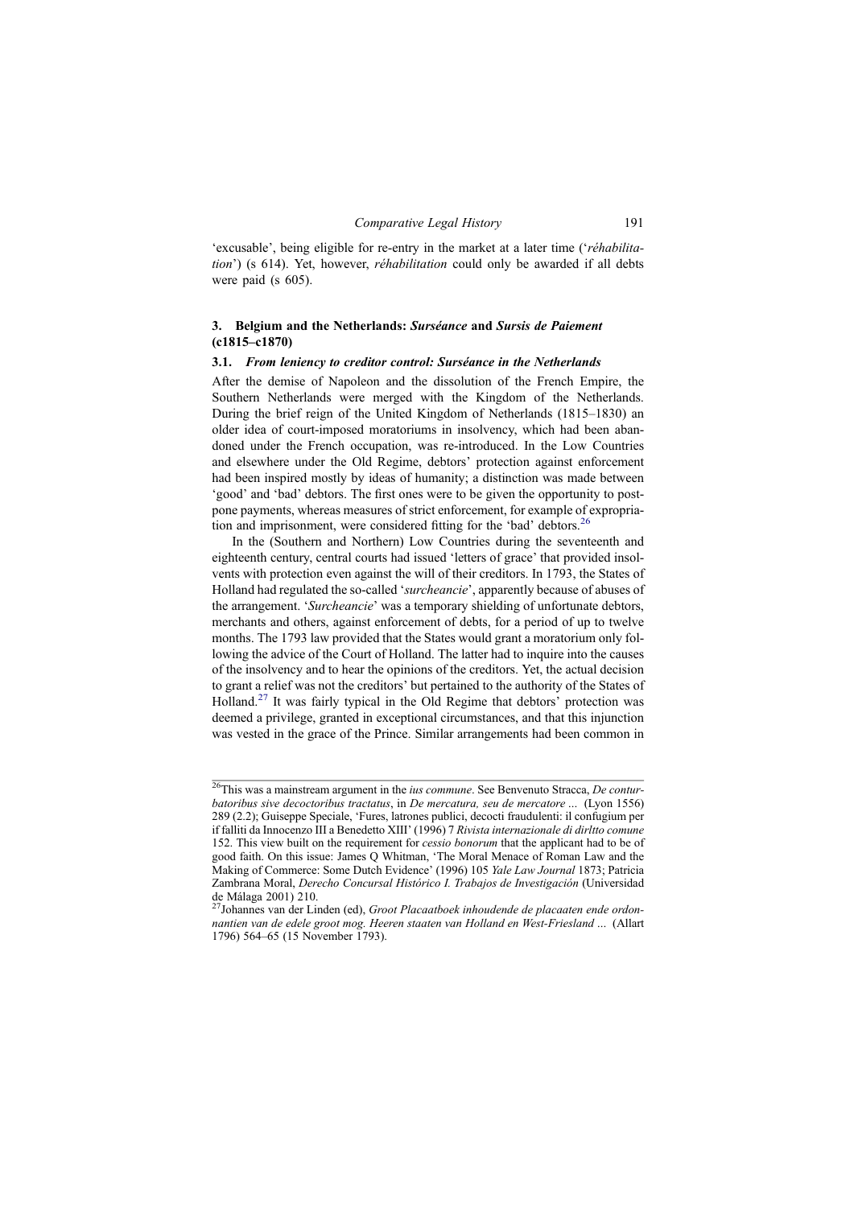'excusable', being eligible for re-entry in the market at a later time ('*réhabilitation*') (s 614). Yet, however, *réhabilitation* could only be awarded if all debts were paid (s 605).

## 3. Belgium and the Netherlands: *Surséance* and *Sursis de Paiement* (c1815–c1870)

### 3.1. *From leniency to creditor control: Surséance in the Netherlands*

After the demise of Napoleon and the dissolution of the French Empire, the Southern Netherlands were merged with the Kingdom of the Netherlands. During the brief reign of the United Kingdom of Netherlands (1815–1830) an older idea of court-imposed moratoriums in insolvency, which had been abandoned under the French occupation, was re-introduced. In the Low Countries and elsewhere under the Old Regime, debtors' protection against enforcement had been inspired mostly by ideas of humanity; a distinction was made between 'good' and 'bad' debtors. The first ones were to be given the opportunity to postpone payments, whereas measures of strict enforcement, for example of expropriation and imprisonment, were considered fitting for the 'bad' debtors.[26]

In the (Southern and Northern) Low Countries during the seventeenth and eighteenth century, central courts had issued 'letters of grace' that provided insolvents with protection even against the will of their creditors. In 1793, the States of Holland had regulated the so-called '*surcheancie*', apparently because of abuses of the arrangement. '*Surcheancie*' was a temporary shielding of unfortunate debtors, merchants and others, against enforcement of debts, for a period of up to twelve months. The 1793 law provided that the States would grant a moratorium only following the advice of the Court of Holland. The latter had to inquire into the causes of the insolvency and to hear the opinions of the creditors. Yet, the actual decision to grant a relief was not the creditors' but pertained to the authority of the States of Holland.[27] It was fairly typical in the Old Regime that debtors' protection was deemed a privilege, granted in exceptional circumstances, and that this injunction was vested in the grace of the Prince. Similar arrangements had been common in

---

[26]This was a mainstream argument in the *ius commune*. See Benvenuto Stracca, *De conturbatoribus sive decoctoribus tractatus*, in *De mercatura, seu de mercatore ...* (Lyon 1556) 289 (2.2); Guiseppe Speciale, 'Fures, latrones publici, decocti fraudulenti: il confugium per if falliti da Innocenzo III a Benedetto XIII' (1996) 7 *Rivista internazionale di dirltto comune* 152. This view built on the requirement for *cessio bonorum* that the applicant had to be of good faith. On this issue: James Q Whitman, 'The Moral Menace of Roman Law and the Making of Commerce: Some Dutch Evidence' (1996) 105 *Yale Law Journal* 1873; Patricia Zambrana Moral, *Derecho Concursal Histórico I. Trabajos de Investigación* (Universidad de Málaga 2001) 210.

[27]Johannes van der Linden (ed), *Groot Placaatboek inhoudende de placaaten ende ordonnantien van de edele groot mog. Heeren staaten van Holland en West-Friesland ...* (Allart 1796) 564–65 (15 November 1793).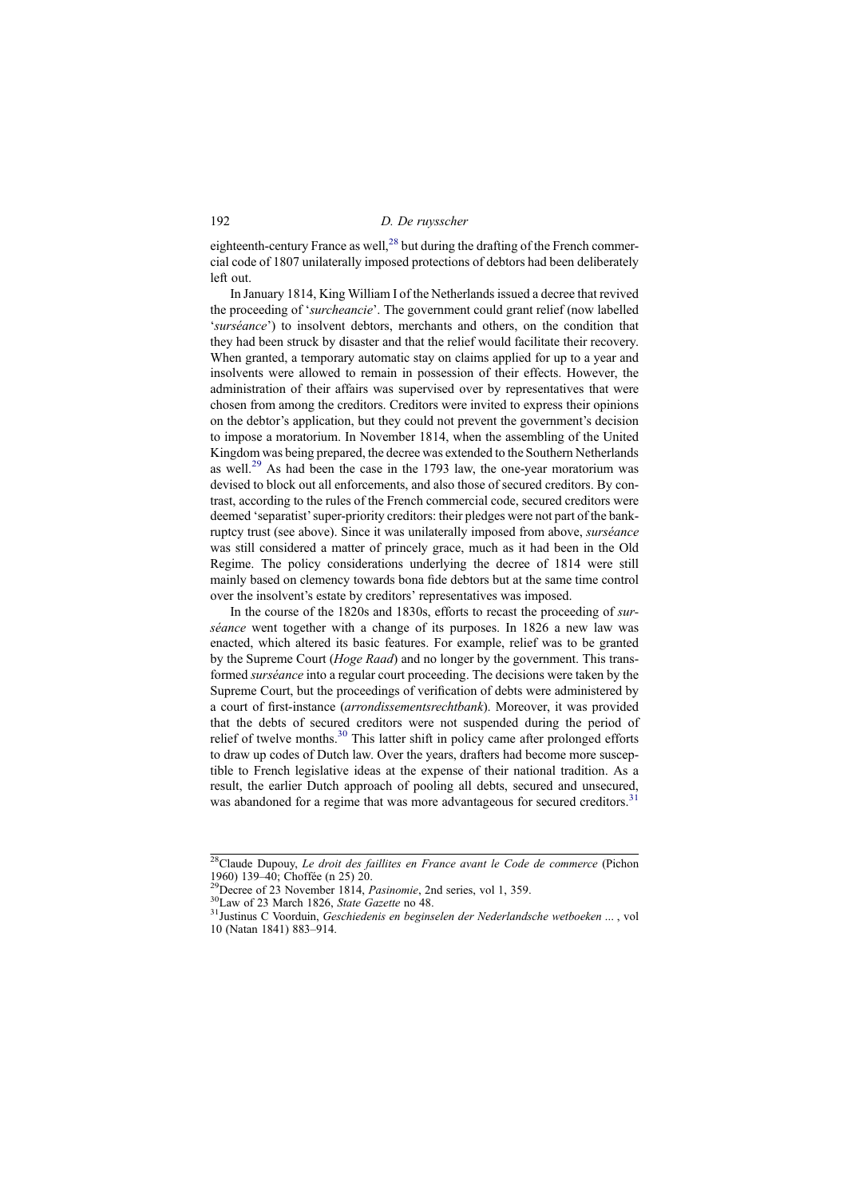eighteenth-century France as well,[28] but during the drafting of the French commercial code of 1807 unilaterally imposed protections of debtors had been deliberately left out.

In January 1814, King William I of the Netherlands issued a decree that revived the proceeding of '*surcheancie*'. The government could grant relief (now labelled '*surséance*') to insolvent debtors, merchants and others, on the condition that they had been struck by disaster and that the relief would facilitate their recovery. When granted, a temporary automatic stay on claims applied for up to a year and insolvents were allowed to remain in possession of their effects. However, the administration of their affairs was supervised over by representatives that were chosen from among the creditors. Creditors were invited to express their opinions on the debtor's application, but they could not prevent the government's decision to impose a moratorium. In November 1814, when the assembling of the United Kingdom was being prepared, the decree was extended to the Southern Netherlands as well.[29] As had been the case in the 1793 law, the one-year moratorium was devised to block out all enforcements, and also those of secured creditors. By contrast, according to the rules of the French commercial code, secured creditors were deemed 'separatist' super-priority creditors: their pledges were not part of the bankruptcy trust (see above). Since it was unilaterally imposed from above, *surséance* was still considered a matter of princely grace, much as it had been in the Old Regime. The policy considerations underlying the decree of 1814 were still mainly based on clemency towards bona fide debtors but at the same time control over the insolvent's estate by creditors' representatives was imposed.

In the course of the 1820s and 1830s, efforts to recast the proceeding of *surséance* went together with a change of its purposes. In 1826 a new law was enacted, which altered its basic features. For example, relief was to be granted by the Supreme Court (*Hoge Raad*) and no longer by the government. This transformed *surséance* into a regular court proceeding. The decisions were taken by the Supreme Court, but the proceedings of verification of debts were administered by a court of first-instance (*arrondissementsrechtbank*). Moreover, it was provided that the debts of secured creditors were not suspended during the period of relief of twelve months.[30] This latter shift in policy came after prolonged efforts to draw up codes of Dutch law. Over the years, drafters had become more susceptible to French legislative ideas at the expense of their national tradition. As a result, the earlier Dutch approach of pooling all debts, secured and unsecured, was abandoned for a regime that was more advantageous for secured creditors.[31]

---

[28]Claude Dupouy, *Le droit des faillites en France avant le Code de commerce* (Pichon 1960) 139–40; Choffée (n 25) 20.

[29]Decree of 23 November 1814, *Pasinomie*, 2nd series, vol 1, 359.

[30]Law of 23 March 1826, *State Gazette* no 48.

[31]Justinus C Voorduin, *Geschiedenis en beginselen der Nederlandsche wetboeken ...* , vol 10 (Natan 1841) 883–914.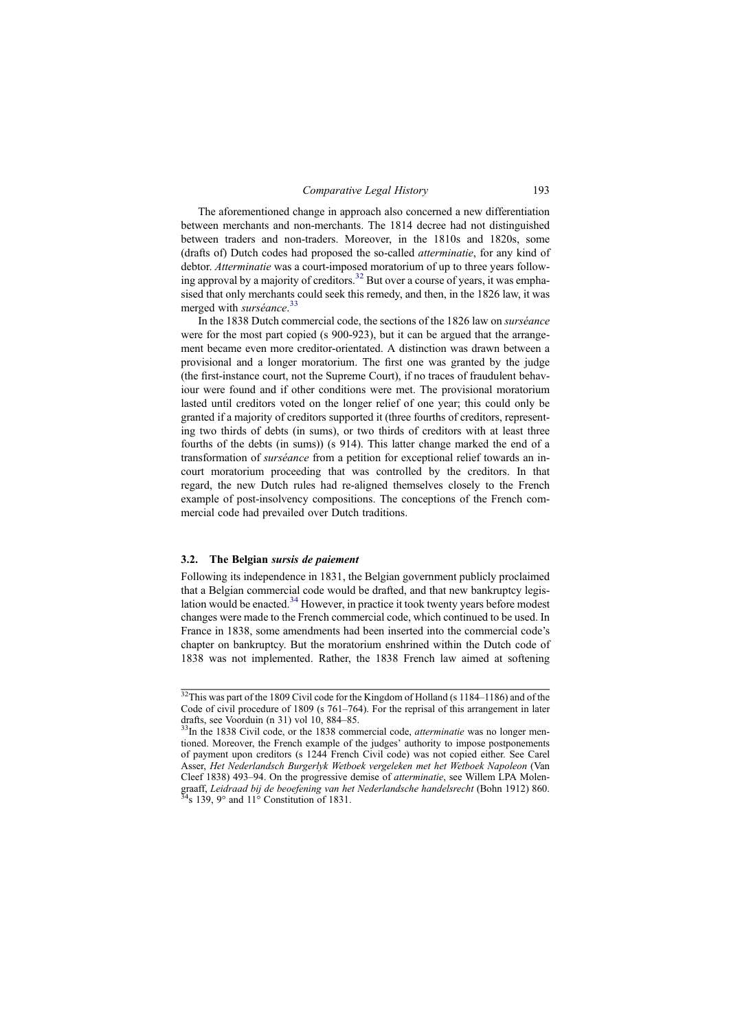The aforementioned change in approach also concerned a new differentiation between merchants and non-merchants. The 1814 decree had not distinguished between traders and non-traders. Moreover, in the 1810s and 1820s, some (drafts of) Dutch codes had proposed the so-called *atterminatie*, for any kind of debtor. *Atterminatie* was a court-imposed moratorium of up to three years following approval by a majority of creditors.[32] But over a course of years, it was emphasised that only merchants could seek this remedy, and then, in the 1826 law, it was merged with *surséance*.[33]

In the 1838 Dutch commercial code, the sections of the 1826 law on *surséance* were for the most part copied (s 900-923), but it can be argued that the arrangement became even more creditor-orientated. A distinction was drawn between a provisional and a longer moratorium. The first one was granted by the judge (the first-instance court, not the Supreme Court), if no traces of fraudulent behaviour were found and if other conditions were met. The provisional moratorium lasted until creditors voted on the longer relief of one year; this could only be granted if a majority of creditors supported it (three fourths of creditors, representing two thirds of debts (in sums), or two thirds of creditors with at least three fourths of the debts (in sums)) (s 914). This latter change marked the end of a transformation of *surséance* from a petition for exceptional relief towards an in-court moratorium proceeding that was controlled by the creditors. In that regard, the new Dutch rules had re-aligned themselves closely to the French example of post-insolvency compositions. The conceptions of the French commercial code had prevailed over Dutch traditions.

### 3.2. The Belgian *sursis de paiement*

Following its independence in 1831, the Belgian government publicly proclaimed that a Belgian commercial code would be drafted, and that new bankruptcy legislation would be enacted.[34] However, in practice it took twenty years before modest changes were made to the French commercial code, which continued to be used. In France in 1838, some amendments had been inserted into the commercial code's chapter on bankruptcy. But the moratorium enshrined within the Dutch code of 1838 was not implemented. Rather, the 1838 French law aimed at softening

---

[32] This was part of the 1809 Civil code for the Kingdom of Holland (s 1184–1186) and of the Code of civil procedure of 1809 (s 761–764). For the reprisal of this arrangement in later drafts, see Voorduin (n 31) vol 10, 884–85.

[33] In the 1838 Civil code, or the 1838 commercial code, *atterminatie* was no longer mentioned. Moreover, the French example of the judges' authority to impose postponements of payment upon creditors (s 1244 French Civil code) was not copied either. See Carel Asser, *Het Nederlandsch Burgerlyk Wetboek vergeleken met het Wetboek Napoleon* (Van Cleef 1838) 493–94. On the progressive demise of *atterminatie*, see Willem LPA Molengraaff, *Leidraad bij de beoefening van het Nederlandsche handelsrecht* (Bohn 1912) 860.

[34] s 139, 9° and 11° Constitution of 1831.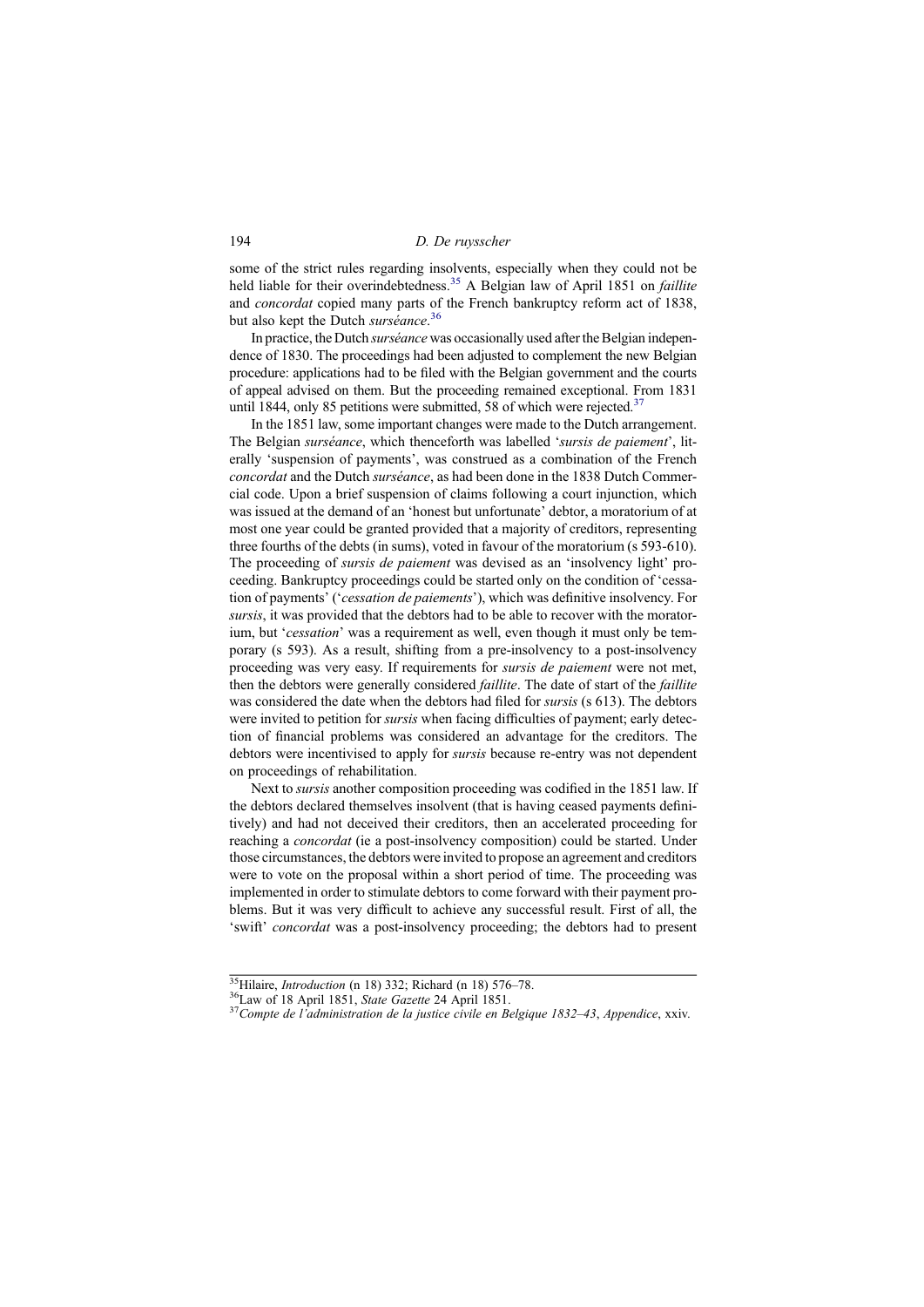some of the strict rules regarding insolvents, especially when they could not be held liable for their overindebtedness.[35] A Belgian law of April 1851 on *faillite* and *concordat* copied many parts of the French bankruptcy reform act of 1838, but also kept the Dutch *surséance*.[36]

In practice, the Dutch *surséance* was occasionally used after the Belgian independence of 1830. The proceedings had been adjusted to complement the new Belgian procedure: applications had to be filed with the Belgian government and the courts of appeal advised on them. But the proceeding remained exceptional. From 1831 until 1844, only 85 petitions were submitted, 58 of which were rejected.[37]

In the 1851 law, some important changes were made to the Dutch arrangement. The Belgian *surséance*, which thenceforth was labelled '*sursis de paiement*', literally 'suspension of payments', was construed as a combination of the French *concordat* and the Dutch *surséance*, as had been done in the 1838 Dutch Commercial code. Upon a brief suspension of claims following a court injunction, which was issued at the demand of an 'honest but unfortunate' debtor, a moratorium of at most one year could be granted provided that a majority of creditors, representing three fourths of the debts (in sums), voted in favour of the moratorium (s 593-610). The proceeding of *sursis de paiement* was devised as an 'insolvency light' proceeding. Bankruptcy proceedings could be started only on the condition of 'cessation of payments' ('*cessation de paiements*'), which was definitive insolvency. For *sursis*, it was provided that the debtors had to be able to recover with the moratorium, but '*cessation*' was a requirement as well, even though it must only be temporary (s 593). As a result, shifting from a pre-insolvency to a post-insolvency proceeding was very easy. If requirements for *sursis de paiement* were not met, then the debtors were generally considered *faillite*. The date of start of the *faillite* was considered the date when the debtors had filed for *sursis* (s 613). The debtors were invited to petition for *sursis* when facing difficulties of payment; early detection of financial problems was considered an advantage for the creditors. The debtors were incentivised to apply for *sursis* because re-entry was not dependent on proceedings of rehabilitation.

Next to *sursis* another composition proceeding was codified in the 1851 law. If the debtors declared themselves insolvent (that is having ceased payments definitively) and had not deceived their creditors, then an accelerated proceeding for reaching a *concordat* (ie a post-insolvency composition) could be started. Under those circumstances, the debtors were invited to propose an agreement and creditors were to vote on the proposal within a short period of time. The proceeding was implemented in order to stimulate debtors to come forward with their payment problems. But it was very difficult to achieve any successful result. First of all, the 'swift' *concordat* was a post-insolvency proceeding; the debtors had to present

[35] Hilaire, *Introduction* (n 18) 332; Richard (n 18) 576–78.

[36] Law of 18 April 1851, *State Gazette* 24 April 1851.

[37] *Compte de l'administration de la justice civile en Belgique 1832–43*, *Appendice*, xxiv.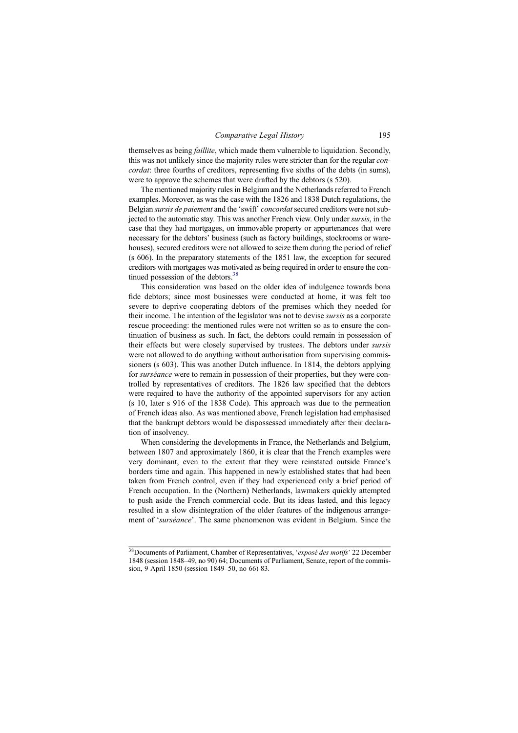themselves as being *faillite*, which made them vulnerable to liquidation. Secondly, this was not unlikely since the majority rules were stricter than for the regular *concordat*: three fourths of creditors, representing five sixths of the debts (in sums), were to approve the schemes that were drafted by the debtors (s 520).

The mentioned majority rules in Belgium and the Netherlands referred to French examples. Moreover, as was the case with the 1826 and 1838 Dutch regulations, the Belgian *sursis de paiement* and the 'swift' *concordat* secured creditors were not subjected to the automatic stay. This was another French view. Only under *sursis*, in the case that they had mortgages, on immovable property or appurtenances that were necessary for the debtors' business (such as factory buildings, stockrooms or warehouses), secured creditors were not allowed to seize them during the period of relief (s 606). In the preparatory statements of the 1851 law, the exception for secured creditors with mortgages was motivated as being required in order to ensure the continued possession of the debtors.[38]

This consideration was based on the older idea of indulgence towards bona fide debtors; since most businesses were conducted at home, it was felt too severe to deprive cooperating debtors of the premises which they needed for their income. The intention of the legislator was not to devise *sursis* as a corporate rescue proceeding: the mentioned rules were not written so as to ensure the continuation of business as such. In fact, the debtors could remain in possession of their effects but were closely supervised by trustees. The debtors under *sursis* were not allowed to do anything without authorisation from supervising commissioners (s 603). This was another Dutch influence. In 1814, the debtors applying for *surséance* were to remain in possession of their properties, but they were controlled by representatives of creditors. The 1826 law specified that the debtors were required to have the authority of the appointed supervisors for any action (s 10, later s 916 of the 1838 Code). This approach was due to the permeation of French ideas also. As was mentioned above, French legislation had emphasised that the bankrupt debtors would be dispossessed immediately after their declaration of insolvency.

When considering the developments in France, the Netherlands and Belgium, between 1807 and approximately 1860, it is clear that the French examples were very dominant, even to the extent that they were reinstated outside France's borders time and again. This happened in newly established states that had been taken from French control, even if they had experienced only a brief period of French occupation. In the (Northern) Netherlands, lawmakers quickly attempted to push aside the French commercial code. But its ideas lasted, and this legacy resulted in a slow disintegration of the older features of the indigenous arrangement of '*surséance*'. The same phenomenon was evident in Belgium. Since the

[38] Documents of Parliament, Chamber of Representatives, '*exposé des motifs*' 22 December 1848 (session 1848–49, no 90) 64; Documents of Parliament, Senate, report of the commission, 9 April 1850 (session 1849–50, no 66) 83.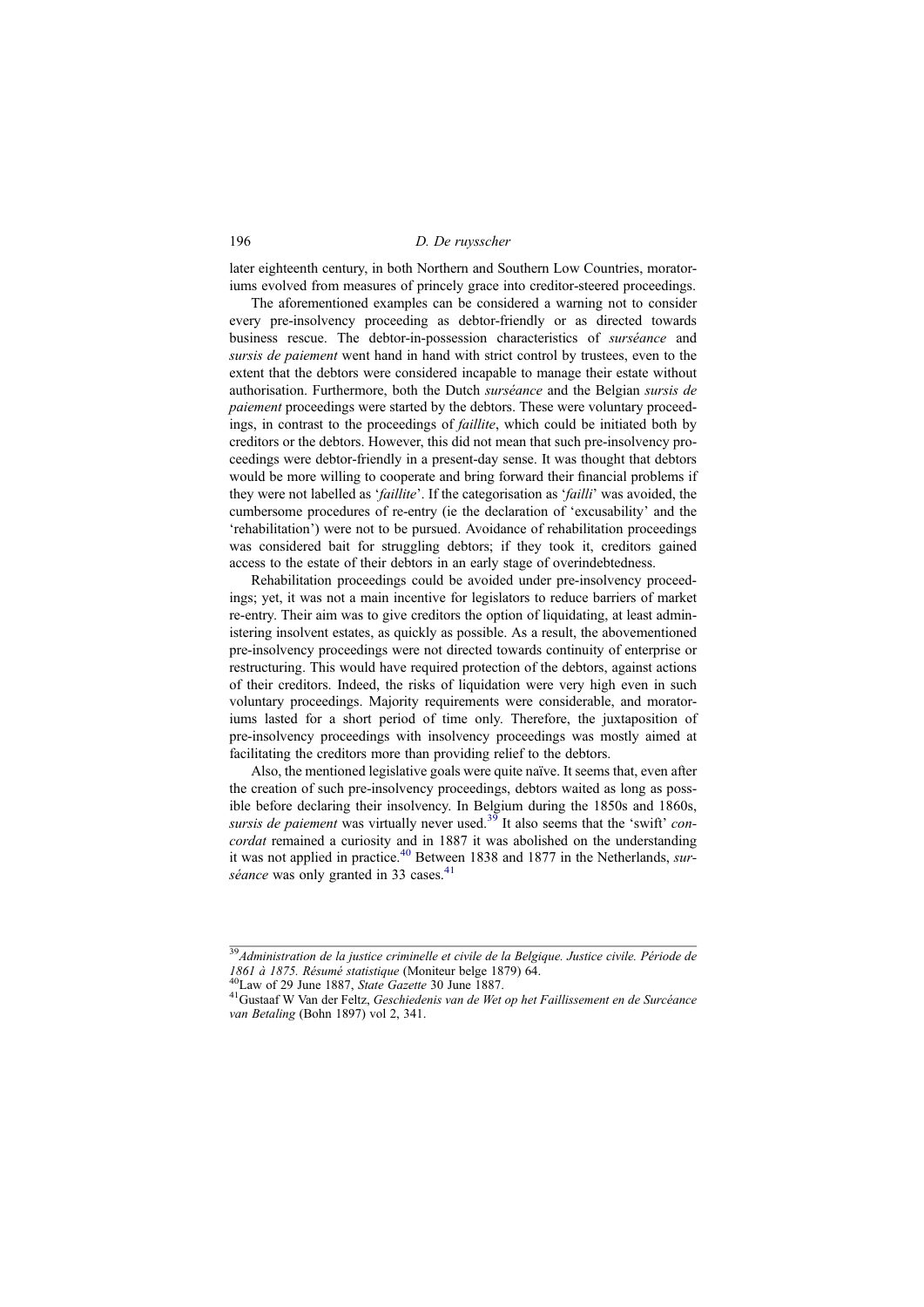later eighteenth century, in both Northern and Southern Low Countries, moratoriums evolved from measures of princely grace into creditor-steered proceedings.

The aforementioned examples can be considered a warning not to consider every pre-insolvency proceeding as debtor-friendly or as directed towards business rescue. The debtor-in-possession characteristics of *surséance* and *sursis de paiement* went hand in hand with strict control by trustees, even to the extent that the debtors were considered incapable to manage their estate without authorisation. Furthermore, both the Dutch *surséance* and the Belgian *sursis de paiement* proceedings were started by the debtors. These were voluntary proceedings, in contrast to the proceedings of *faillite*, which could be initiated both by creditors or the debtors. However, this did not mean that such pre-insolvency proceedings were debtor-friendly in a present-day sense. It was thought that debtors would be more willing to cooperate and bring forward their financial problems if they were not labelled as '*faillite*'. If the categorisation as '*failli*' was avoided, the cumbersome procedures of re-entry (ie the declaration of 'excusability' and the 'rehabilitation') were not to be pursued. Avoidance of rehabilitation proceedings was considered bait for struggling debtors; if they took it, creditors gained access to the estate of their debtors in an early stage of overindebtedness.

Rehabilitation proceedings could be avoided under pre-insolvency proceedings; yet, it was not a main incentive for legislators to reduce barriers of market re-entry. Their aim was to give creditors the option of liquidating, at least administering insolvent estates, as quickly as possible. As a result, the abovementioned pre-insolvency proceedings were not directed towards continuity of enterprise or restructuring. This would have required protection of the debtors, against actions of their creditors. Indeed, the risks of liquidation were very high even in such voluntary proceedings. Majority requirements were considerable, and moratoriums lasted for a short period of time only. Therefore, the juxtaposition of pre-insolvency proceedings with insolvency proceedings was mostly aimed at facilitating the creditors more than providing relief to the debtors.

Also, the mentioned legislative goals were quite naïve. It seems that, even after the creation of such pre-insolvency proceedings, debtors waited as long as possible before declaring their insolvency. In Belgium during the 1850s and 1860s, *sursis de paiement* was virtually never used.[39] It also seems that the 'swift' *concordat* remained a curiosity and in 1887 it was abolished on the understanding it was not applied in practice.[40] Between 1838 and 1877 in the Netherlands, *surséance* was only granted in 33 cases.[41]

---

[39] *Administration de la justice criminelle et civile de la Belgique. Justice civile. Période de 1861 à 1875. Résumé statistique* (Moniteur belge 1879) 64.

[40] Law of 29 June 1887, *State Gazette* 30 June 1887.

[41] Gustaaf W Van der Feltz, *Geschiedenis van de Wet op het Faillissement en de Surcéance van Betaling* (Bohn 1897) vol 2, 341.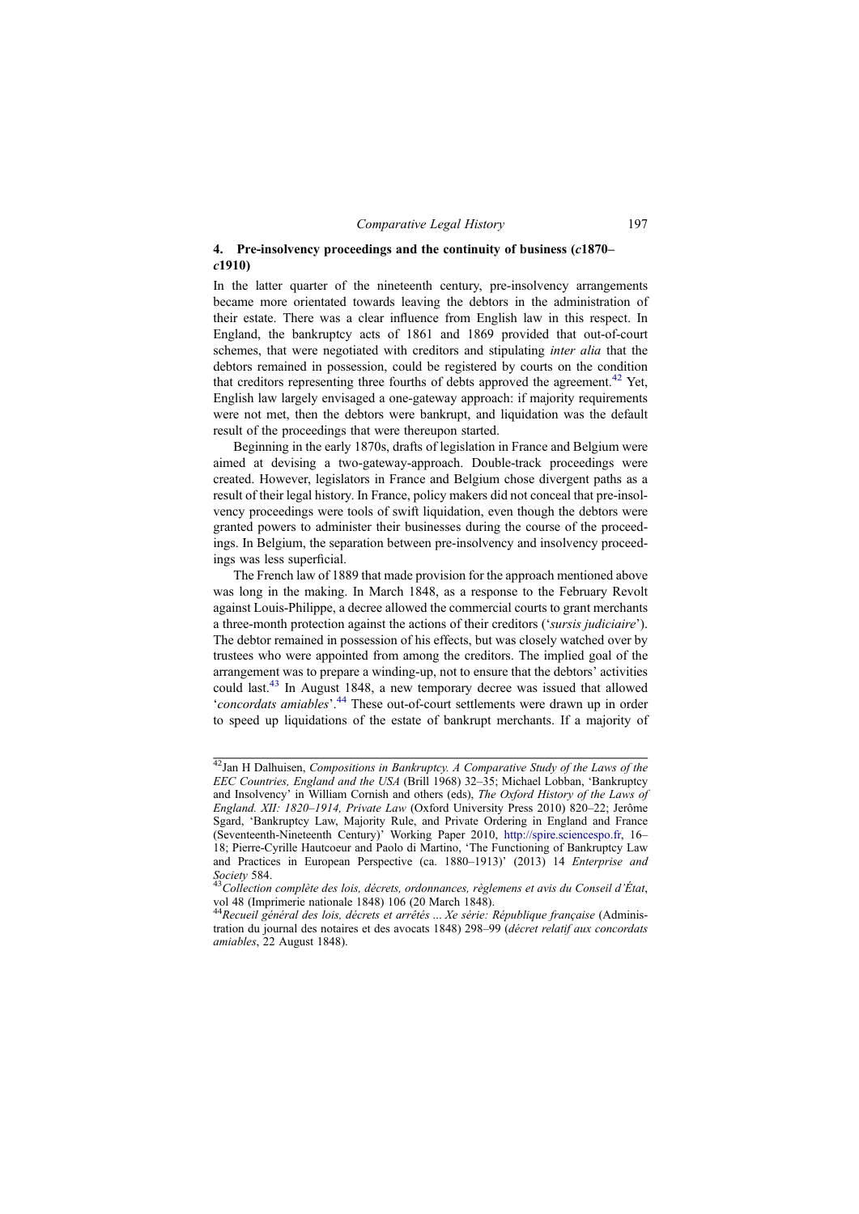## 4. Pre-insolvency proceedings and the continuity of business (*c*1870–*c*1910)

In the latter quarter of the nineteenth century, pre-insolvency arrangements became more orientated towards leaving the debtors in the administration of their estate. There was a clear influence from English law in this respect. In England, the bankruptcy acts of 1861 and 1869 provided that out-of-court schemes, that were negotiated with creditors and stipulating *inter alia* that the debtors remained in possession, could be registered by courts on the condition that creditors representing three fourths of debts approved the agreement.[42] Yet, English law largely envisaged a one-gateway approach: if majority requirements were not met, then the debtors were bankrupt, and liquidation was the default result of the proceedings that were thereupon started.

Beginning in the early 1870s, drafts of legislation in France and Belgium were aimed at devising a two-gateway-approach. Double-track proceedings were created. However, legislators in France and Belgium chose divergent paths as a result of their legal history. In France, policy makers did not conceal that pre-insolvency proceedings were tools of swift liquidation, even though the debtors were granted powers to administer their businesses during the course of the proceedings. In Belgium, the separation between pre-insolvency and insolvency proceedings was less superficial.

The French law of 1889 that made provision for the approach mentioned above was long in the making. In March 1848, as a response to the February Revolt against Louis-Philippe, a decree allowed the commercial courts to grant merchants a three-month protection against the actions of their creditors ('*sursis judiciaire*'). The debtor remained in possession of his effects, but was closely watched over by trustees who were appointed from among the creditors. The implied goal of the arrangement was to prepare a winding-up, not to ensure that the debtors' activities could last.[43] In August 1848, a new temporary decree was issued that allowed '*concordats amiables*'.[44] These out-of-court settlements were drawn up in order to speed up liquidations of the estate of bankrupt merchants. If a majority of

---

[42] Jan H Dalhuisen, *Compositions in Bankruptcy. A Comparative Study of the Laws of the EEC Countries, England and the USA* (Brill 1968) 32–35; Michael Lobban, 'Bankruptcy and Insolvency' in William Cornish and others (eds), *The Oxford History of the Laws of England. XII: 1820–1914, Private Law* (Oxford University Press 2010) 820–22; Jerôme Sgard, 'Bankruptcy Law, Majority Rule, and Private Ordering in England and France (Seventeenth-Nineteenth Century)' Working Paper 2010, http://spire.sciencespo.fr, 16–18; Pierre-Cyrille Hautcoeur and Paolo di Martino, 'The Functioning of Bankruptcy Law and Practices in European Perspective (ca. 1880–1913)' (2013) 14 *Enterprise and Society* 584.

[43] *Collection complète des lois, décrets, ordonnances, règlemens et avis du Conseil d'État*, vol 48 (Imprimerie nationale 1848) 106 (20 March 1848).

[44] *Recueil général des lois, décrets et arrêtés ... Xe série: République française* (Administration du journal des notaires et des avocats 1848) 298–99 (*décret relatif aux concordats amiables*, 22 August 1848).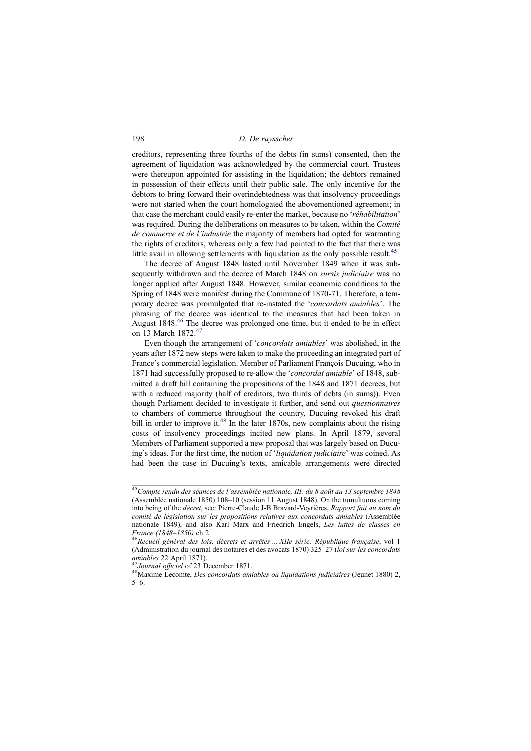creditors, representing three fourths of the debts (in sums) consented, then the agreement of liquidation was acknowledged by the commercial court. Trustees were thereupon appointed for assisting in the liquidation; the debtors remained in possession of their effects until their public sale. The only incentive for the debtors to bring forward their overindebtedness was that insolvency proceedings were not started when the court homologated the abovementioned agreement; in that case the merchant could easily re-enter the market, because no '*réhabilitation*' was required. During the deliberations on measures to be taken, within the *Comité de commerce et de l'industrie* the majority of members had opted for warranting the rights of creditors, whereas only a few had pointed to the fact that there was little avail in allowing settlements with liquidation as the only possible result.[45]

The decree of August 1848 lasted until November 1849 when it was subsequently withdrawn and the decree of March 1848 on *sursis judiciaire* was no longer applied after August 1848. However, similar economic conditions to the Spring of 1848 were manifest during the Commune of 1870-71. Therefore, a temporary decree was promulgated that re-instated the '*concordats amiables*'. The phrasing of the decree was identical to the measures that had been taken in August 1848.[46] The decree was prolonged one time, but it ended to be in effect on 13 March 1872.[47]

Even though the arrangement of '*concordats amiables*' was abolished, in the years after 1872 new steps were taken to make the proceeding an integrated part of France's commercial legislation. Member of Parliament François Ducuing, who in 1871 had successfully proposed to re-allow the '*concordat amiable*' of 1848, submitted a draft bill containing the propositions of the 1848 and 1871 decrees, but with a reduced majority (half of creditors, two thirds of debts (in sums)). Even though Parliament decided to investigate it further, and send out *questionnaires* to chambers of commerce throughout the country, Ducuing revoked his draft bill in order to improve it.[48] In the later 1870s, new complaints about the rising costs of insolvency proceedings incited new plans. In April 1879, several Members of Parliament supported a new proposal that was largely based on Ducuing's ideas. For the first time, the notion of '*liquidation judiciaire*' was coined. As had been the case in Ducuing's texts, amicable arrangements were directed

---

[45] *Compte rendu des séances de l'assemblée nationale, III: du 8 août au 13 septembre 1848* (Assemblée nationale 1850) 108–10 (session 11 August 1848). On the tumultuous coming into being of the *décret*, see: Pierre-Claude J-B Bravard-Veyrières, *Rapport fait au nom du comité de législation sur les propositions relatives aux concordats amiables* (Assemblée nationale 1849), and also Karl Marx and Friedrich Engels, *Les luttes de classes en France (1848–1850)* ch 2.

[46] *Recueil général des lois, décrets et arrêtés ... XIIe série: République française*, vol 1 (Administration du journal des notaires et des avocats 1870) 325–27 (*loi sur les concordats amiables* 22 April 1871).

[47] *Journal officiel* of 23 December 1871.

[48] Maxime Lecomte, *Des concordats amiables ou liquidations judiciaires* (Jeunet 1880) 2, 5–6.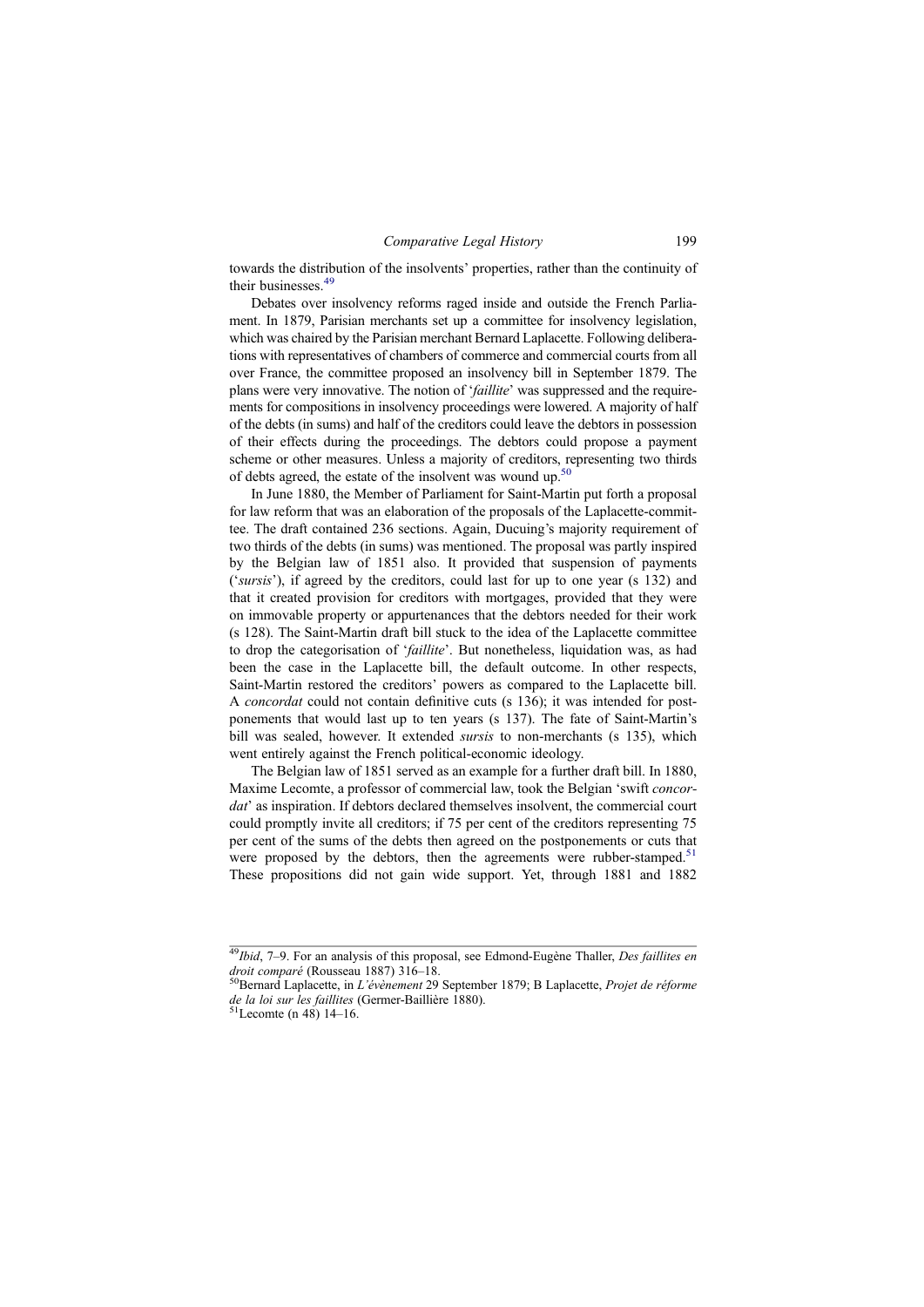towards the distribution of the insolvents' properties, rather than the continuity of their businesses.[49]

Debates over insolvency reforms raged inside and outside the French Parliament. In 1879, Parisian merchants set up a committee for insolvency legislation, which was chaired by the Parisian merchant Bernard Laplacette. Following deliberations with representatives of chambers of commerce and commercial courts from all over France, the committee proposed an insolvency bill in September 1879. The plans were very innovative. The notion of '*faillite*' was suppressed and the requirements for compositions in insolvency proceedings were lowered. A majority of half of the debts (in sums) and half of the creditors could leave the debtors in possession of their effects during the proceedings. The debtors could propose a payment scheme or other measures. Unless a majority of creditors, representing two thirds of debts agreed, the estate of the insolvent was wound up.[50]

In June 1880, the Member of Parliament for Saint-Martin put forth a proposal for law reform that was an elaboration of the proposals of the Laplacette-committee. The draft contained 236 sections. Again, Ducuing's majority requirement of two thirds of the debts (in sums) was mentioned. The proposal was partly inspired by the Belgian law of 1851 also. It provided that suspension of payments ('*sursis*'), if agreed by the creditors, could last for up to one year (s 132) and that it created provision for creditors with mortgages, provided that they were on immovable property or appurtenances that the debtors needed for their work (s 128). The Saint-Martin draft bill stuck to the idea of the Laplacette committee to drop the categorisation of '*faillite*'. But nonetheless, liquidation was, as had been the case in the Laplacette bill, the default outcome. In other respects, Saint-Martin restored the creditors' powers as compared to the Laplacette bill. A *concordat* could not contain definitive cuts (s 136); it was intended for postponements that would last up to ten years (s 137). The fate of Saint-Martin's bill was sealed, however. It extended *sursis* to non-merchants (s 135), which went entirely against the French political-economic ideology.

The Belgian law of 1851 served as an example for a further draft bill. In 1880, Maxime Lecomte, a professor of commercial law, took the Belgian 'swift *concordat*' as inspiration. If debtors declared themselves insolvent, the commercial court could promptly invite all creditors; if 75 per cent of the creditors representing 75 per cent of the sums of the debts then agreed on the postponements or cuts that were proposed by the debtors, then the agreements were rubber-stamped.[51] These propositions did not gain wide support. Yet, through 1881 and 1882

---

[49] *Ibid*, 7–9. For an analysis of this proposal, see Edmond-Eugène Thaller, *Des faillites en droit comparé* (Rousseau 1887) 316–18.

[50] Bernard Laplacette, in *L'évènement* 29 September 1879; B Laplacette, *Projet de réforme de la loi sur les faillites* (Germer-Baillière 1880).

[51] Lecomte (n 48) 14–16.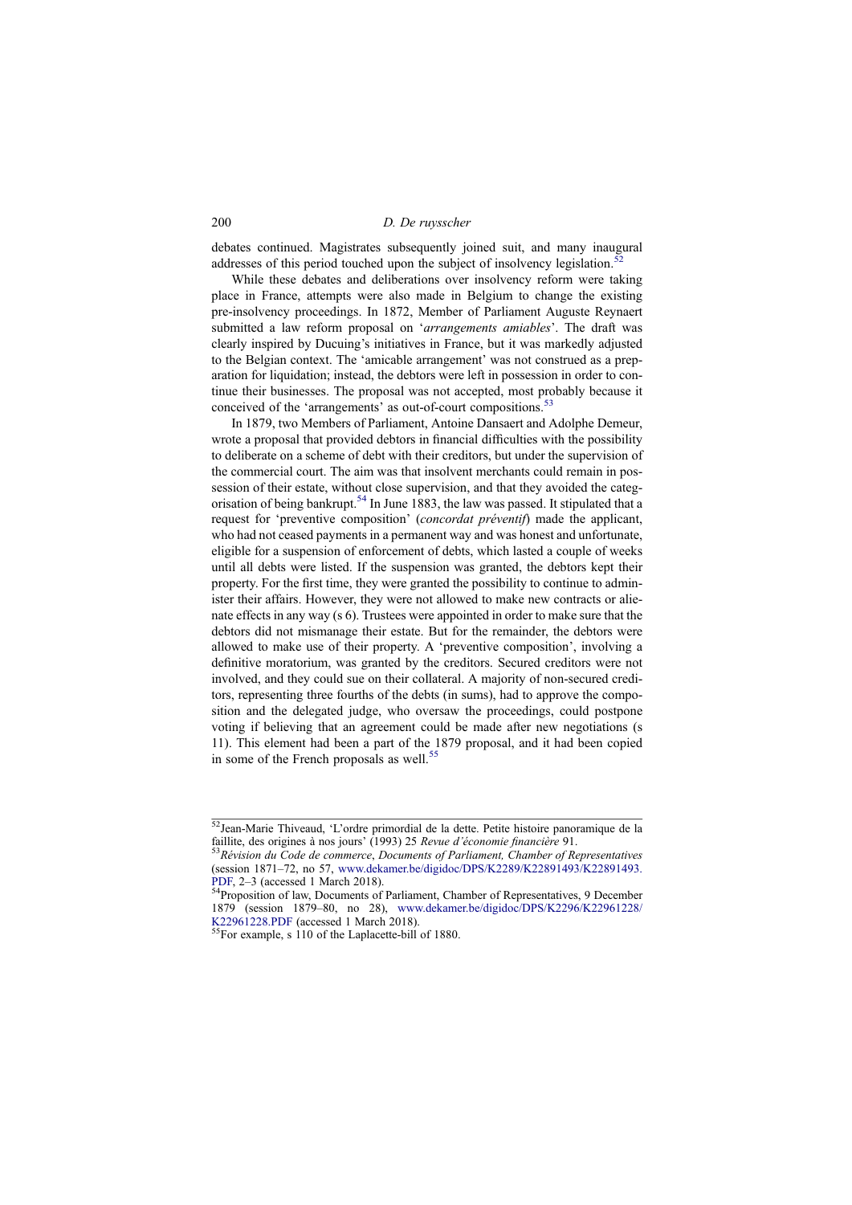debates continued. Magistrates subsequently joined suit, and many inaugural addresses of this period touched upon the subject of insolvency legislation.[52]

While these debates and deliberations over insolvency reform were taking place in France, attempts were also made in Belgium to change the existing pre-insolvency proceedings. In 1872, Member of Parliament Auguste Reynaert submitted a law reform proposal on '*arrangements amiables*'. The draft was clearly inspired by Ducuing's initiatives in France, but it was markedly adjusted to the Belgian context. The 'amicable arrangement' was not construed as a preparation for liquidation; instead, the debtors were left in possession in order to continue their businesses. The proposal was not accepted, most probably because it conceived of the 'arrangements' as out-of-court compositions.[53]

In 1879, two Members of Parliament, Antoine Dansaert and Adolphe Demeur, wrote a proposal that provided debtors in financial difficulties with the possibility to deliberate on a scheme of debt with their creditors, but under the supervision of the commercial court. The aim was that insolvent merchants could remain in possession of their estate, without close supervision, and that they avoided the categorisation of being bankrupt.[54] In June 1883, the law was passed. It stipulated that a request for 'preventive composition' (*concordat préventif*) made the applicant, who had not ceased payments in a permanent way and was honest and unfortunate, eligible for a suspension of enforcement of debts, which lasted a couple of weeks until all debts were listed. If the suspension was granted, the debtors kept their property. For the first time, they were granted the possibility to continue to administer their affairs. However, they were not allowed to make new contracts or alienate effects in any way (s 6). Trustees were appointed in order to make sure that the debtors did not mismanage their estate. But for the remainder, the debtors were allowed to make use of their property. A 'preventive composition', involving a definitive moratorium, was granted by the creditors. Secured creditors were not involved, and they could sue on their collateral. A majority of non-secured creditors, representing three fourths of the debts (in sums), had to approve the composition and the delegated judge, who oversaw the proceedings, could postpone voting if believing that an agreement could be made after new negotiations (s 11). This element had been a part of the 1879 proposal, and it had been copied in some of the French proposals as well.[55]

---

[52] Jean-Marie Thiveaud, 'L'ordre primordial de la dette. Petite histoire panoramique de la faillite, des origines à nos jours' (1993) 25 *Revue d'économie financière* 91.

[53] *Révision du Code de commerce*, *Documents of Parliament, Chamber of Representatives* (session 1871–72, no 57, www.dekamer.be/digidoc/DPS/K2289/K22891493/K22891493.PDF, 2–3 (accessed 1 March 2018).

[54] Proposition of law, Documents of Parliament, Chamber of Representatives, 9 December 1879 (session 1879–80, no 28), www.dekamer.be/digidoc/DPS/K2296/K22961228/K22961228.PDF (accessed 1 March 2018).

[55] For example, s 110 of the Laplacette-bill of 1880.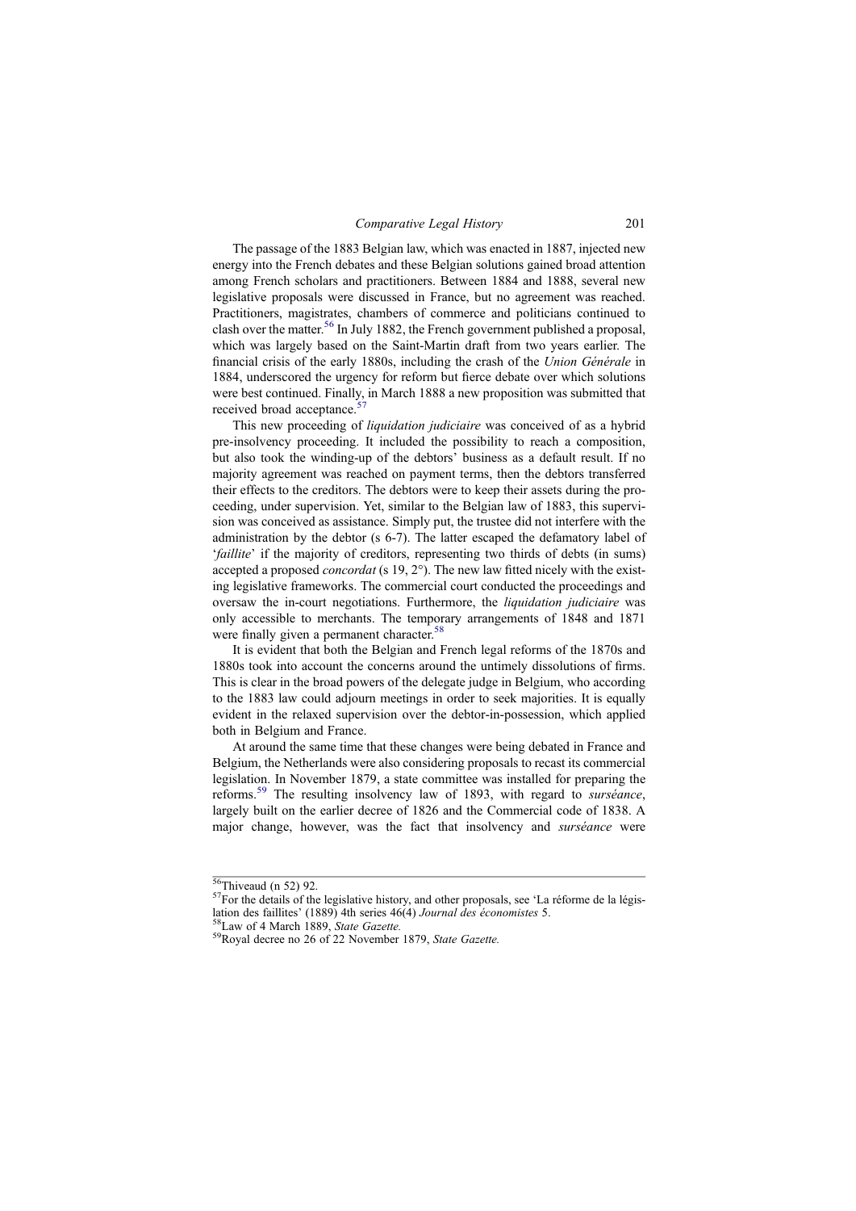The passage of the 1883 Belgian law, which was enacted in 1887, injected new energy into the French debates and these Belgian solutions gained broad attention among French scholars and practitioners. Between 1884 and 1888, several new legislative proposals were discussed in France, but no agreement was reached. Practitioners, magistrates, chambers of commerce and politicians continued to clash over the matter.[56] In July 1882, the French government published a proposal, which was largely based on the Saint-Martin draft from two years earlier. The financial crisis of the early 1880s, including the crash of the *Union Générale* in 1884, underscored the urgency for reform but fierce debate over which solutions were best continued. Finally, in March 1888 a new proposition was submitted that received broad acceptance.[57]

This new proceeding of *liquidation judiciaire* was conceived of as a hybrid pre-insolvency proceeding. It included the possibility to reach a composition, but also took the winding-up of the debtors' business as a default result. If no majority agreement was reached on payment terms, then the debtors transferred their effects to the creditors. The debtors were to keep their assets during the proceeding, under supervision. Yet, similar to the Belgian law of 1883, this supervision was conceived as assistance. Simply put, the trustee did not interfere with the administration by the debtor (s 6-7). The latter escaped the defamatory label of '*faillite*' if the majority of creditors, representing two thirds of debts (in sums) accepted a proposed *concordat* (s 19, 2°). The new law fitted nicely with the existing legislative frameworks. The commercial court conducted the proceedings and oversaw the in-court negotiations. Furthermore, the *liquidation judiciaire* was only accessible to merchants. The temporary arrangements of 1848 and 1871 were finally given a permanent character.[58]

It is evident that both the Belgian and French legal reforms of the 1870s and 1880s took into account the concerns around the untimely dissolutions of firms. This is clear in the broad powers of the delegate judge in Belgium, who according to the 1883 law could adjourn meetings in order to seek majorities. It is equally evident in the relaxed supervision over the debtor-in-possession, which applied both in Belgium and France.

At around the same time that these changes were being debated in France and Belgium, the Netherlands were also considering proposals to recast its commercial legislation. In November 1879, a state committee was installed for preparing the reforms.[59] The resulting insolvency law of 1893, with regard to *surséance*, largely built on the earlier decree of 1826 and the Commercial code of 1838. A major change, however, was the fact that insolvency and *surséance* were

---

[56] Thiveaud (n 52) 92.

[57] For the details of the legislative history, and other proposals, see 'La réforme de la législation des faillites' (1889) 4th series 46(4) *Journal des économistes* 5.

[58] Law of 4 March 1889, *State Gazette.*

[59] Royal decree no 26 of 22 November 1879, *State Gazette.*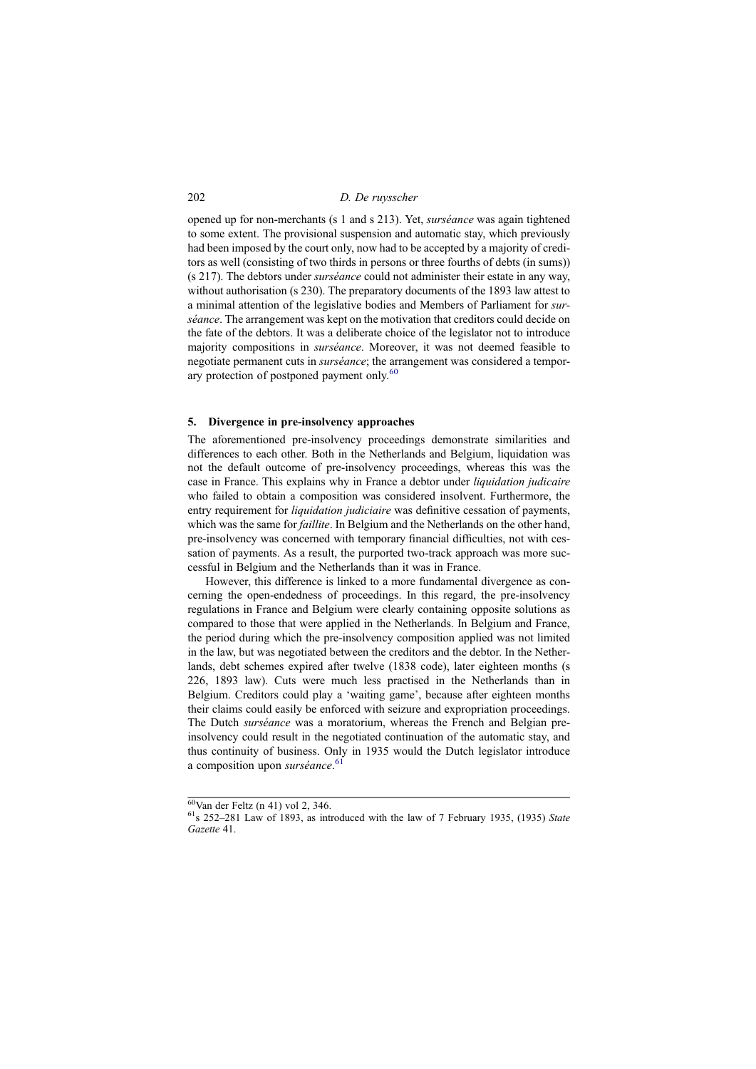opened up for non-merchants (s 1 and s 213). Yet, *surséance* was again tightened to some extent. The provisional suspension and automatic stay, which previously had been imposed by the court only, now had to be accepted by a majority of creditors as well (consisting of two thirds in persons or three fourths of debts (in sums)) (s 217). The debtors under *surséance* could not administer their estate in any way, without authorisation (s 230). The preparatory documents of the 1893 law attest to a minimal attention of the legislative bodies and Members of Parliament for *surséance*. The arrangement was kept on the motivation that creditors could decide on the fate of the debtors. It was a deliberate choice of the legislator not to introduce majority compositions in *surséance*. Moreover, it was not deemed feasible to negotiate permanent cuts in *surséance*; the arrangement was considered a temporary protection of postponed payment only.[60]

### 5. Divergence in pre-insolvency approaches

The aforementioned pre-insolvency proceedings demonstrate similarities and differences to each other. Both in the Netherlands and Belgium, liquidation was not the default outcome of pre-insolvency proceedings, whereas this was the case in France. This explains why in France a debtor under *liquidation judicaire* who failed to obtain a composition was considered insolvent. Furthermore, the entry requirement for *liquidation judiciaire* was definitive cessation of payments, which was the same for *faillite*. In Belgium and the Netherlands on the other hand, pre-insolvency was concerned with temporary financial difficulties, not with cessation of payments. As a result, the purported two-track approach was more successful in Belgium and the Netherlands than it was in France.

However, this difference is linked to a more fundamental divergence as concerning the open-endedness of proceedings. In this regard, the pre-insolvency regulations in France and Belgium were clearly containing opposite solutions as compared to those that were applied in the Netherlands. In Belgium and France, the period during which the pre-insolvency composition applied was not limited in the law, but was negotiated between the creditors and the debtor. In the Netherlands, debt schemes expired after twelve (1838 code), later eighteen months (s 226, 1893 law). Cuts were much less practised in the Netherlands than in Belgium. Creditors could play a 'waiting game', because after eighteen months their claims could easily be enforced with seizure and expropriation proceedings. The Dutch *surséance* was a moratorium, whereas the French and Belgian pre-insolvency could result in the negotiated continuation of the automatic stay, and thus continuity of business. Only in 1935 would the Dutch legislator introduce a composition upon *surséance*.[61]

---

[60] Van der Feltz (n 41) vol 2, 346.

[61] s 252–281 Law of 1893, as introduced with the law of 7 February 1935, (1935) *State Gazette* 41.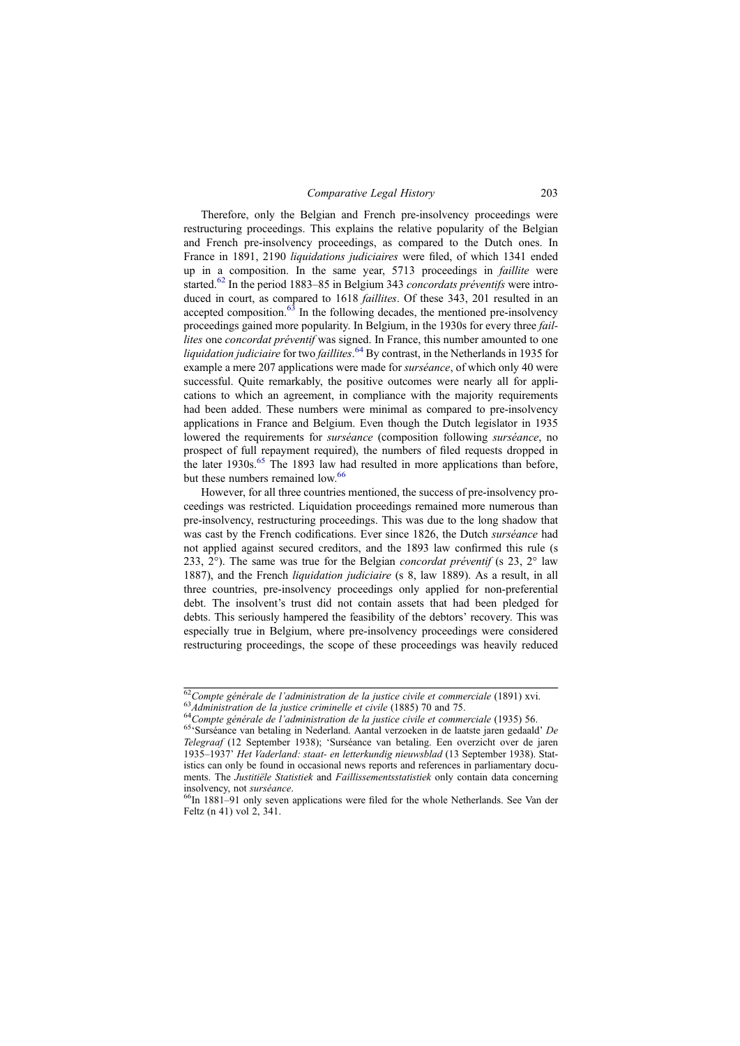Therefore, only the Belgian and French pre-insolvency proceedings were restructuring proceedings. This explains the relative popularity of the Belgian and French pre-insolvency proceedings, as compared to the Dutch ones. In France in 1891, 2190 *liquidations judiciaires* were filed, of which 1341 ended up in a composition. In the same year, 5713 proceedings in *faillite* were started.[62] In the period 1883–85 in Belgium 343 *concordats préventifs* were introduced in court, as compared to 1618 *faillites*. Of these 343, 201 resulted in an accepted composition.[63] In the following decades, the mentioned pre-insolvency proceedings gained more popularity. In Belgium, in the 1930s for every three *faillites* one *concordat préventif* was signed. In France, this number amounted to one *liquidation judiciaire* for two *faillites*.[64] By contrast, in the Netherlands in 1935 for example a mere 207 applications were made for *surséance*, of which only 40 were successful. Quite remarkably, the positive outcomes were nearly all for applications to which an agreement, in compliance with the majority requirements had been added. These numbers were minimal as compared to pre-insolvency applications in France and Belgium. Even though the Dutch legislator in 1935 lowered the requirements for *surséance* (composition following *surséance*, no prospect of full repayment required), the numbers of filed requests dropped in the later 1930s.[65] The 1893 law had resulted in more applications than before, but these numbers remained low.[66]

However, for all three countries mentioned, the success of pre-insolvency proceedings was restricted. Liquidation proceedings remained more numerous than pre-insolvency, restructuring proceedings. This was due to the long shadow that was cast by the French codifications. Ever since 1826, the Dutch *surséance* had not applied against secured creditors, and the 1893 law confirmed this rule (s 233, 2°). The same was true for the Belgian *concordat préventif* (s 23, 2° law 1887), and the French *liquidation judiciaire* (s 8, law 1889). As a result, in all three countries, pre-insolvency proceedings only applied for non-preferential debt. The insolvent's trust did not contain assets that had been pledged for debts. This seriously hampered the feasibility of the debtors' recovery. This was especially true in Belgium, where pre-insolvency proceedings were considered restructuring proceedings, the scope of these proceedings was heavily reduced

---

[62] *Compte générale de l'administration de la justice civile et commerciale* (1891) xvi.

[63] *Administration de la justice criminelle et civile* (1885) 70 and 75.

[64] *Compte générale de l'administration de la justice civile et commerciale* (1935) 56.

[65] 'Surséance van betaling in Nederland. Aantal verzoeken in de laatste jaren gedaald' *De Telegraaf* (12 September 1938); 'Surséance van betaling. Een overzicht over de jaren 1935–1937' *Het Vaderland: staat- en letterkundig nieuwsblad* (13 September 1938). Statistics can only be found in occasional news reports and references in parliamentary documents. The *Justitiële Statistiek* and *Faillissementsstatistiek* only contain data concerning insolvency, not *surséance*.

[66] In 1881–91 only seven applications were filed for the whole Netherlands. See Van der Feltz (n 41) vol 2, 341.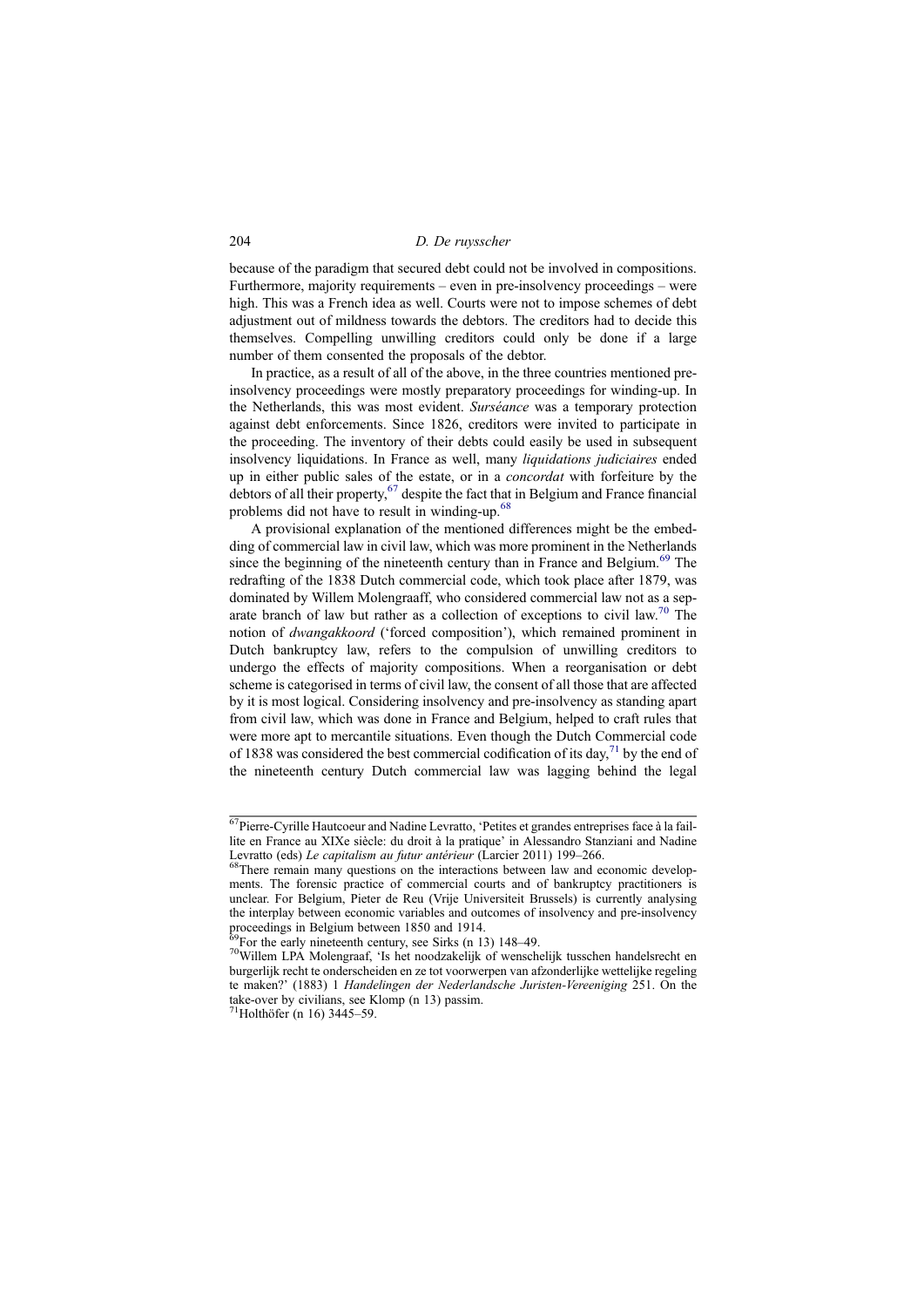because of the paradigm that secured debt could not be involved in compositions. Furthermore, majority requirements – even in pre-insolvency proceedings – were high. This was a French idea as well. Courts were not to impose schemes of debt adjustment out of mildness towards the debtors. The creditors had to decide this themselves. Compelling unwilling creditors could only be done if a large number of them consented the proposals of the debtor.

In practice, as a result of all of the above, in the three countries mentioned pre-insolvency proceedings were mostly preparatory proceedings for winding-up. In the Netherlands, this was most evident. *Surséance* was a temporary protection against debt enforcements. Since 1826, creditors were invited to participate in the proceeding. The inventory of their debts could easily be used in subsequent insolvency liquidations. In France as well, many *liquidations judiciaires* ended up in either public sales of the estate, or in a *concordat* with forfeiture by the debtors of all their property,[67] despite the fact that in Belgium and France financial problems did not have to result in winding-up.[68]

A provisional explanation of the mentioned differences might be the embedding of commercial law in civil law, which was more prominent in the Netherlands since the beginning of the nineteenth century than in France and Belgium.[69] The redrafting of the 1838 Dutch commercial code, which took place after 1879, was dominated by Willem Molengraaff, who considered commercial law not as a separate branch of law but rather as a collection of exceptions to civil law.[70] The notion of *dwangakkoord* ('forced composition'), which remained prominent in Dutch bankruptcy law, refers to the compulsion of unwilling creditors to undergo the effects of majority compositions. When a reorganisation or debt scheme is categorised in terms of civil law, the consent of all those that are affected by it is most logical. Considering insolvency and pre-insolvency as standing apart from civil law, which was done in France and Belgium, helped to craft rules that were more apt to mercantile situations. Even though the Dutch Commercial code of 1838 was considered the best commercial codification of its day,[71] by the end of the nineteenth century Dutch commercial law was lagging behind the legal

---

[67] Pierre-Cyrille Hautcoeur and Nadine Levratto, 'Petites et grandes entreprises face à la faillite en France au XIXe siècle: du droit à la pratique' in Alessandro Stanziani and Nadine Levratto (eds) *Le capitalism au futur antérieur* (Larcier 2011) 199–266.

[68] There remain many questions on the interactions between law and economic developments. The forensic practice of commercial courts and of bankruptcy practitioners is unclear. For Belgium, Pieter de Reu (Vrije Universiteit Brussels) is currently analysing the interplay between economic variables and outcomes of insolvency and pre-insolvency proceedings in Belgium between 1850 and 1914.

[69] For the early nineteenth century, see Sirks (n 13) 148–49.

[70] Willem LPA Molengraaf, 'Is het noodzakelijk of wenschelijk tusschen handelsrecht en burgerlijk recht te onderscheiden en ze tot voorwerpen van afzonderlijke wettelijke regeling te maken?' (1883) 1 *Handelingen der Nederlandsche Juristen-Vereeniging* 251. On the take-over by civilians, see Klomp (n 13) passim.

[71] Holthöfer (n 16) 3445–59.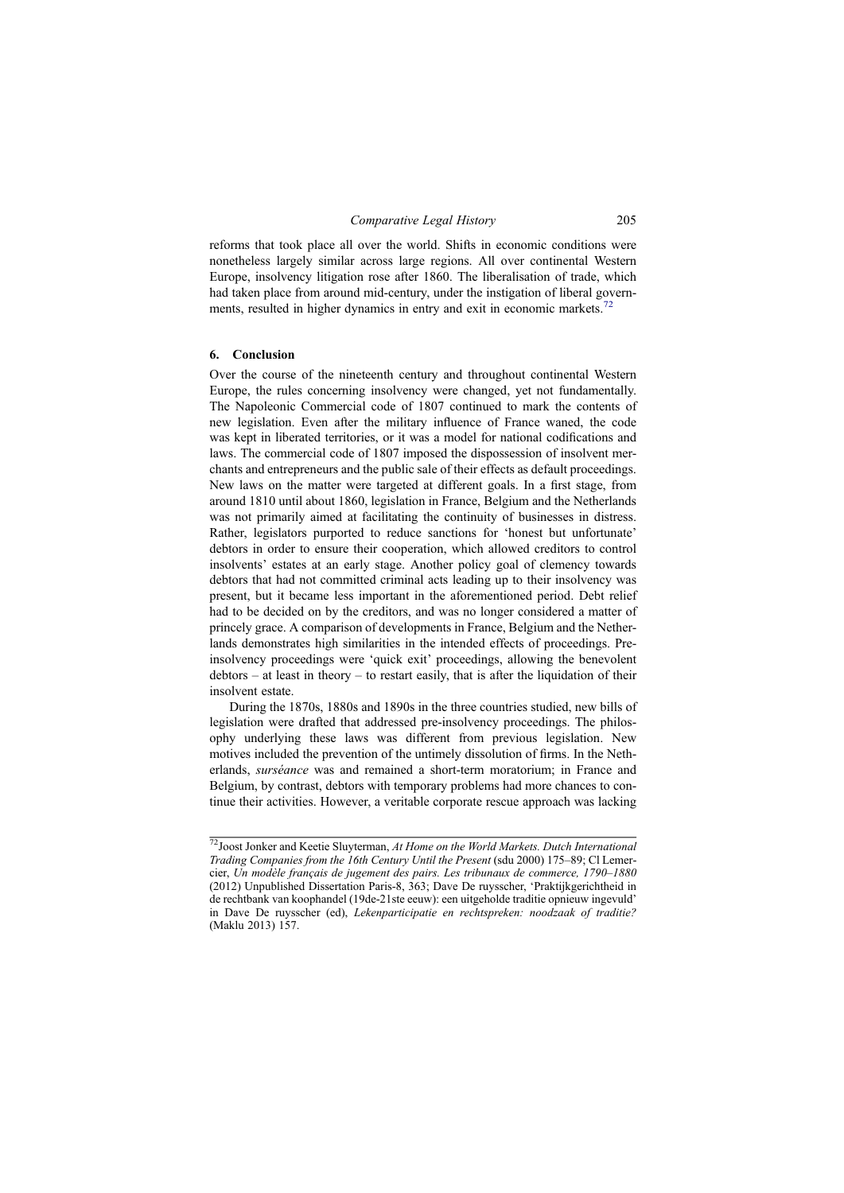reforms that took place all over the world. Shifts in economic conditions were nonetheless largely similar across large regions. All over continental Western Europe, insolvency litigation rose after 1860. The liberalisation of trade, which had taken place from around mid-century, under the instigation of liberal governments, resulted in higher dynamics in entry and exit in economic markets.[72]

## 6. Conclusion

Over the course of the nineteenth century and throughout continental Western Europe, the rules concerning insolvency were changed, yet not fundamentally. The Napoleonic Commercial code of 1807 continued to mark the contents of new legislation. Even after the military influence of France waned, the code was kept in liberated territories, or it was a model for national codifications and laws. The commercial code of 1807 imposed the dispossession of insolvent merchants and entrepreneurs and the public sale of their effects as default proceedings. New laws on the matter were targeted at different goals. In a first stage, from around 1810 until about 1860, legislation in France, Belgium and the Netherlands was not primarily aimed at facilitating the continuity of businesses in distress. Rather, legislators purported to reduce sanctions for 'honest but unfortunate' debtors in order to ensure their cooperation, which allowed creditors to control insolvents' estates at an early stage. Another policy goal of clemency towards debtors that had not committed criminal acts leading up to their insolvency was present, but it became less important in the aforementioned period. Debt relief had to be decided on by the creditors, and was no longer considered a matter of princely grace. A comparison of developments in France, Belgium and the Netherlands demonstrates high similarities in the intended effects of proceedings. Pre-insolvency proceedings were 'quick exit' proceedings, allowing the benevolent debtors – at least in theory – to restart easily, that is after the liquidation of their insolvent estate.

During the 1870s, 1880s and 1890s in the three countries studied, new bills of legislation were drafted that addressed pre-insolvency proceedings. The philosophy underlying these laws was different from previous legislation. New motives included the prevention of the untimely dissolution of firms. In the Netherlands, *surséance* was and remained a short-term moratorium; in France and Belgium, by contrast, debtors with temporary problems had more chances to continue their activities. However, a veritable corporate rescue approach was lacking

---

[72] Joost Jonker and Keetie Sluyterman, *At Home on the World Markets. Dutch International Trading Companies from the 16th Century Until the Present* (sdu 2000) 175–89; Cl Lemercier, *Un modèle français de jugement des pairs. Les tribunaux de commerce, 1790–1880* (2012) Unpublished Dissertation Paris-8, 363; Dave De ruysscher, 'Praktijkgerichtheid in de rechtbank van koophandel (19de-21ste eeuw): een uitgeholde traditie opnieuw ingevuld' in Dave De ruysscher (ed), *Lekenparticipatie en rechtspreken: noodzaak of traditie?* (Maklu 2013) 157.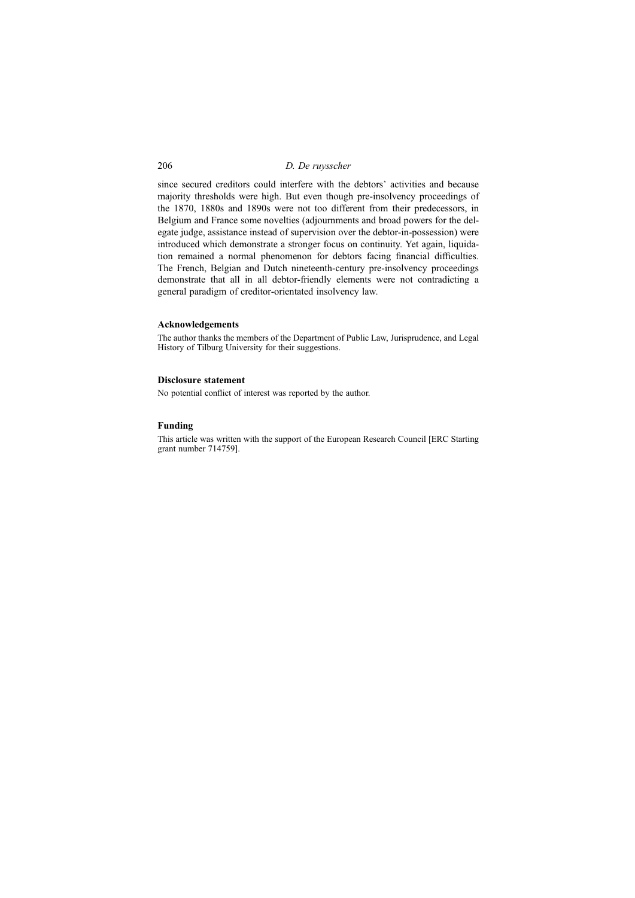since secured creditors could interfere with the debtors' activities and because majority thresholds were high. But even though pre-insolvency proceedings of the 1870, 1880s and 1890s were not too different from their predecessors, in Belgium and France some novelties (adjournments and broad powers for the delegate judge, assistance instead of supervision over the debtor-in-possession) were introduced which demonstrate a stronger focus on continuity. Yet again, liquidation remained a normal phenomenon for debtors facing financial difficulties. The French, Belgian and Dutch nineteenth-century pre-insolvency proceedings demonstrate that all in all debtor-friendly elements were not contradicting a general paradigm of creditor-orientated insolvency law.

### Acknowledgements

The author thanks the members of the Department of Public Law, Jurisprudence, and Legal History of Tilburg University for their suggestions.

### Disclosure statement

No potential conflict of interest was reported by the author.

### Funding

This article was written with the support of the European Research Council [ERC Starting grant number 714759].